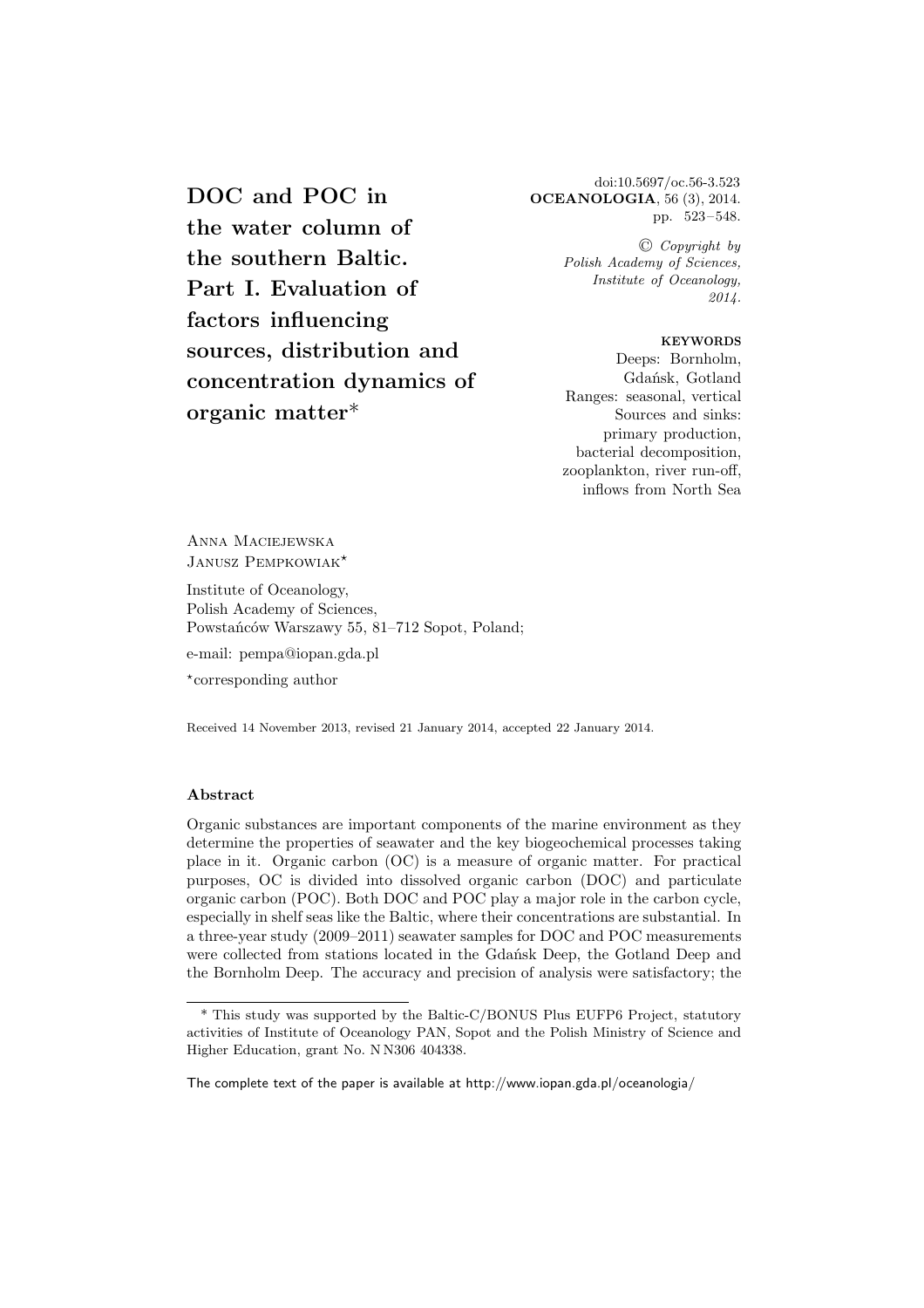# DOC and POC in the water column of the southern Baltic. Part I. Evaluation of factors influencing sources, distribution and concentration dynamics of organic matter*

doi:10.5697/oc.56-3.523
**OCEANOLOGIA**, 56 (3), 2014.
pp. 523–548.

© *Copyright by Polish Academy of Sciences, Institute of Oceanology, 2014.*

**KEYWORDS**
Deeps: Bornholm, Gdańsk, Gotland
Ranges: seasonal, vertical
Sources and sinks: primary production, bacterial decomposition, zooplankton, river run-off, inflows from North Sea

Anna Maciejewska
Janusz Pempkowiak*

Institute of Oceanology,
Polish Academy of Sciences,
Powstańców Warszawy 55, 81–712 Sopot, Poland;

e-mail: pempa@iopan.gda.pl

*corresponding author

Received 14 November 2013, revised 21 January 2014, accepted 22 January 2014.

## Abstract

Organic substances are important components of the marine environment as they determine the properties of seawater and the key biogeochemical processes taking place in it. Organic carbon (OC) is a measure of organic matter. For practical purposes, OC is divided into dissolved organic carbon (DOC) and particulate organic carbon (POC). Both DOC and POC play a major role in the carbon cycle, especially in shelf seas like the Baltic, where their concentrations are substantial. In a three-year study (2009–2011) seawater samples for DOC and POC measurements were collected from stations located in the Gdańsk Deep, the Gotland Deep and the Bornholm Deep. The accuracy and precision of analysis were satisfactory; the

---

* This study was supported by the Baltic-C/BONUS Plus EUFP6 Project, statutory activities of Institute of Oceanology PAN, Sopot and the Polish Ministry of Science and Higher Education, grant No. N N306 404338.

The complete text of the paper is available at http://www.iopan.gda.pl/oceanologia/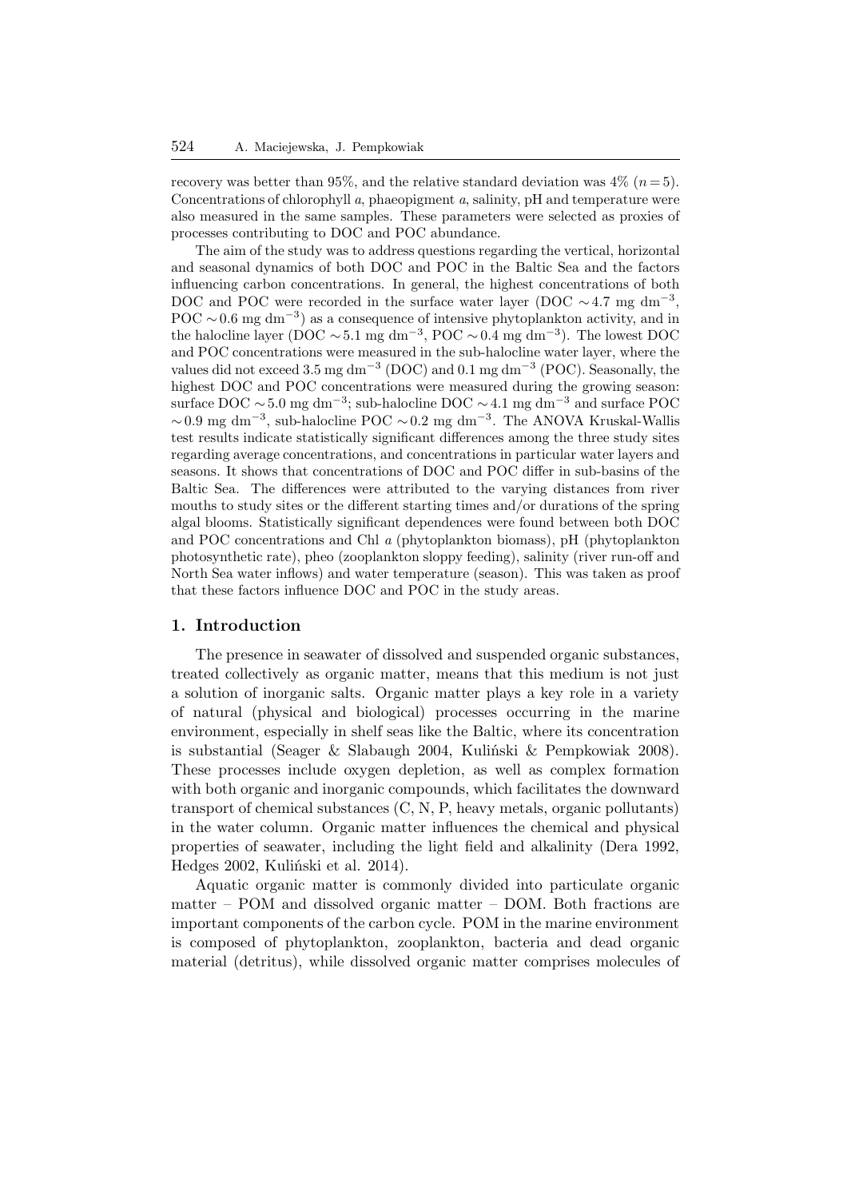recovery was better than 95%, and the relative standard deviation was 4% ($n = 5$). Concentrations of chlorophyll *a*, phaeopigment *a*, salinity, pH and temperature were also measured in the same samples. These parameters were selected as proxies of processes contributing to DOC and POC abundance.

The aim of the study was to address questions regarding the vertical, horizontal and seasonal dynamics of both DOC and POC in the Baltic Sea and the factors influencing carbon concentrations. In general, the highest concentrations of both DOC and POC were recorded in the surface water layer (DOC $\sim 4.7$ mg dm$^{-3}$, POC $\sim 0.6$ mg dm$^{-3}$) as a consequence of intensive phytoplankton activity, and in the halocline layer (DOC $\sim 5.1$ mg dm$^{-3}$, POC $\sim 0.4$ mg dm$^{-3}$). The lowest DOC and POC concentrations were measured in the sub-halocline water layer, where the values did not exceed 3.5 mg dm$^{-3}$ (DOC) and 0.1 mg dm$^{-3}$ (POC). Seasonally, the highest DOC and POC concentrations were measured during the growing season: surface DOC $\sim 5.0$ mg dm$^{-3}$; sub-halocline DOC $\sim 4.1$ mg dm$^{-3}$ and surface POC $\sim 0.9$ mg dm$^{-3}$, sub-halocline POC $\sim 0.2$ mg dm$^{-3}$. The ANOVA Kruskal-Wallis test results indicate statistically significant differences among the three study sites regarding average concentrations, and concentrations in particular water layers and seasons. It shows that concentrations of DOC and POC differ in sub-basins of the Baltic Sea. The differences were attributed to the varying distances from river mouths to study sites or the different starting times and/or durations of the spring algal blooms. Statistically significant dependences were found between both DOC and POC concentrations and Chl *a* (phytoplankton biomass), pH (phytoplankton photosynthetic rate), pheo (zooplankton sloppy feeding), salinity (river run-off and North Sea water inflows) and water temperature (season). This was taken as proof that these factors influence DOC and POC in the study areas.

## 1. Introduction

The presence in seawater of dissolved and suspended organic substances, treated collectively as organic matter, means that this medium is not just a solution of inorganic salts. Organic matter plays a key role in a variety of natural (physical and biological) processes occurring in the marine environment, especially in shelf seas like the Baltic, where its concentration is substantial (Seager & Slabaugh 2004, Kuliński & Pempkowiak 2008). These processes include oxygen depletion, as well as complex formation with both organic and inorganic compounds, which facilitates the downward transport of chemical substances (C, N, P, heavy metals, organic pollutants) in the water column. Organic matter influences the chemical and physical properties of seawater, including the light field and alkalinity (Dera 1992, Hedges 2002, Kuliński et al. 2014).

Aquatic organic matter is commonly divided into particulate organic matter – POM and dissolved organic matter – DOM. Both fractions are important components of the carbon cycle. POM in the marine environment is composed of phytoplankton, zooplankton, bacteria and dead organic material (detritus), while dissolved organic matter comprises molecules of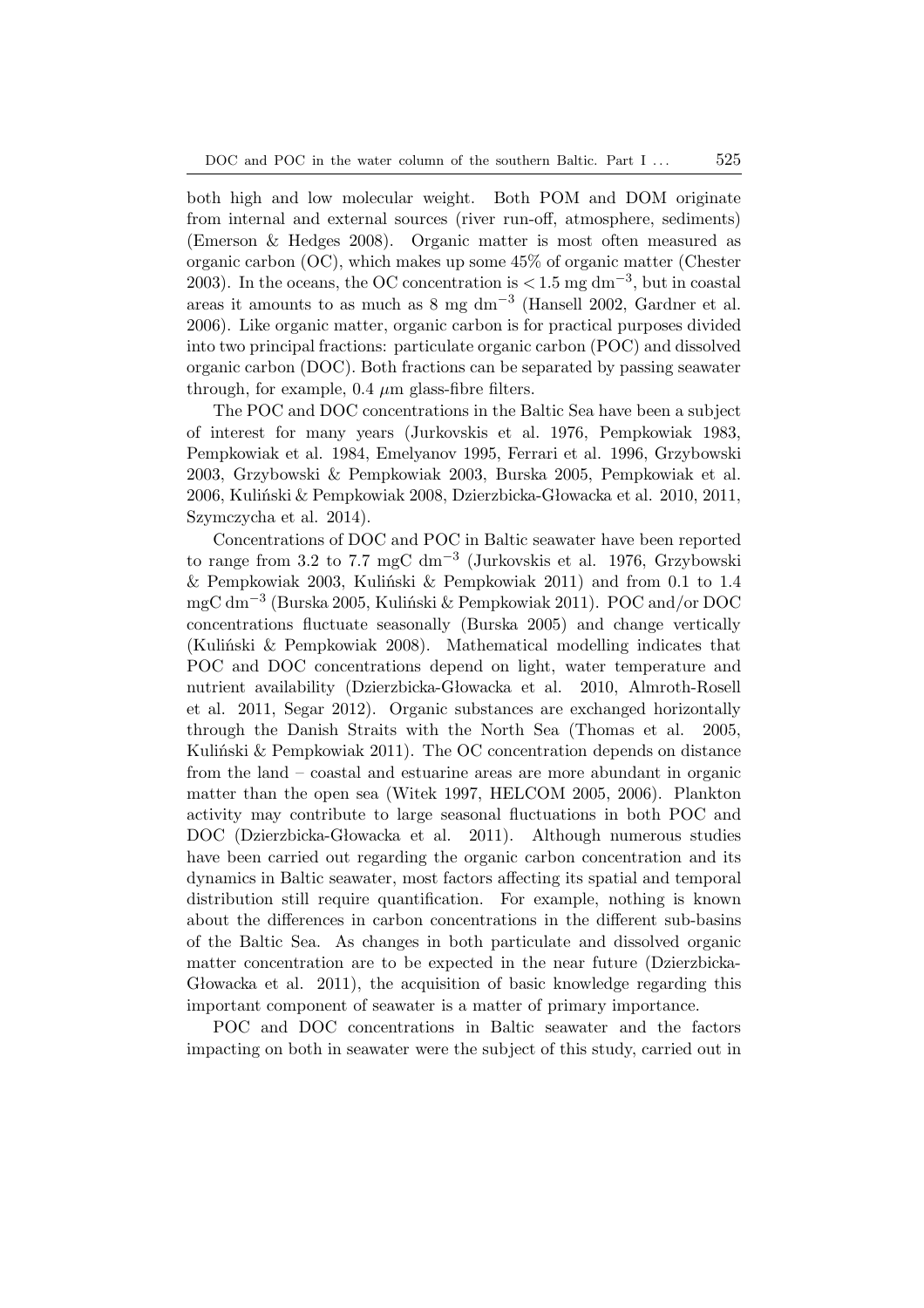both high and low molecular weight. Both POM and DOM originate from internal and external sources (river run-off, atmosphere, sediments) (Emerson & Hedges 2008). Organic matter is most often measured as organic carbon (OC), which makes up some 45% of organic matter (Chester 2003). In the oceans, the OC concentration is $< 1.5$ mg dm$^{-3}$, but in coastal areas it amounts to as much as 8 mg dm$^{-3}$ (Hansell 2002, Gardner et al. 2006). Like organic matter, organic carbon is for practical purposes divided into two principal fractions: particulate organic carbon (POC) and dissolved organic carbon (DOC). Both fractions can be separated by passing seawater through, for example, 0.4 $\mu$m glass-fibre filters.

The POC and DOC concentrations in the Baltic Sea have been a subject of interest for many years (Jurkovskis et al. 1976, Pempkowiak 1983, Pempkowiak et al. 1984, Emelyanov 1995, Ferrari et al. 1996, Grzybowski 2003, Grzybowski & Pempkowiak 2003, Burska 2005, Pempkowiak et al. 2006, Kuliński & Pempkowiak 2008, Dzierzbicka-Głowacka et al. 2010, 2011, Szymczycha et al. 2014).

Concentrations of DOC and POC in Baltic seawater have been reported to range from 3.2 to 7.7 mgC dm$^{-3}$ (Jurkovskis et al. 1976, Grzybowski & Pempkowiak 2003, Kuliński & Pempkowiak 2011) and from 0.1 to 1.4 mgC dm$^{-3}$ (Burska 2005, Kuliński & Pempkowiak 2011). POC and/or DOC concentrations fluctuate seasonally (Burska 2005) and change vertically (Kuliński & Pempkowiak 2008). Mathematical modelling indicates that POC and DOC concentrations depend on light, water temperature and nutrient availability (Dzierzbicka-Głowacka et al. 2010, Almroth-Rosell et al. 2011, Segar 2012). Organic substances are exchanged horizontally through the Danish Straits with the North Sea (Thomas et al. 2005, Kuliński & Pempkowiak 2011). The OC concentration depends on distance from the land – coastal and estuarine areas are more abundant in organic matter than the open sea (Witek 1997, HELCOM 2005, 2006). Plankton activity may contribute to large seasonal fluctuations in both POC and DOC (Dzierzbicka-Głowacka et al. 2011). Although numerous studies have been carried out regarding the organic carbon concentration and its dynamics in Baltic seawater, most factors affecting its spatial and temporal distribution still require quantification. For example, nothing is known about the differences in carbon concentrations in the different sub-basins of the Baltic Sea. As changes in both particulate and dissolved organic matter concentration are to be expected in the near future (Dzierzbicka-Głowacka et al. 2011), the acquisition of basic knowledge regarding this important component of seawater is a matter of primary importance.

POC and DOC concentrations in Baltic seawater and the factors impacting on both in seawater were the subject of this study, carried out in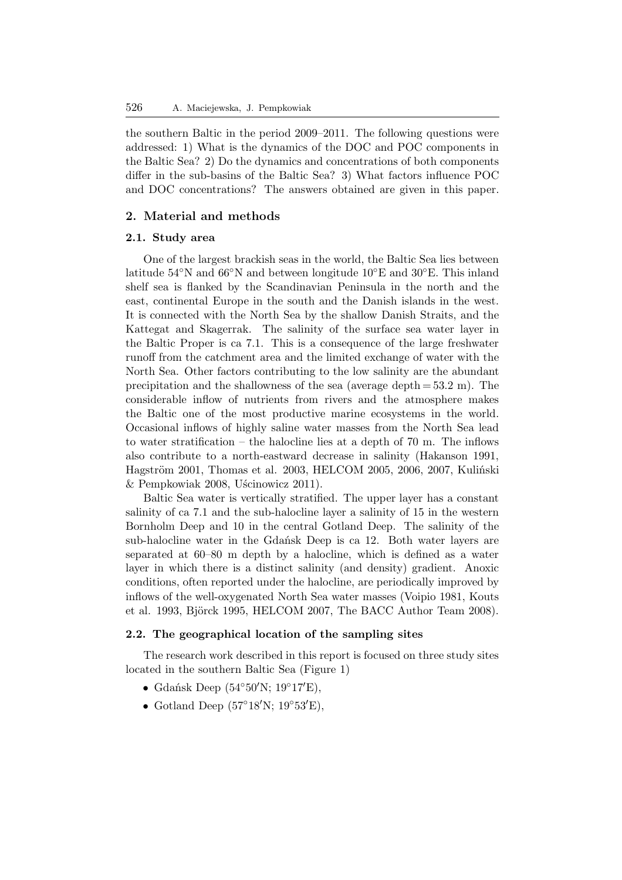the southern Baltic in the period 2009–2011. The following questions were addressed: 1) What is the dynamics of the DOC and POC components in the Baltic Sea? 2) Do the dynamics and concentrations of both components differ in the sub-basins of the Baltic Sea? 3) What factors influence POC and DOC concentrations? The answers obtained are given in this paper.

## 2. Material and methods

### 2.1. Study area

One of the largest brackish seas in the world, the Baltic Sea lies between latitude 54°N and 66°N and between longitude 10°E and 30°E. This inland shelf sea is flanked by the Scandinavian Peninsula in the north and the east, continental Europe in the south and the Danish islands in the west. It is connected with the North Sea by the shallow Danish Straits, and the Kattegat and Skagerrak. The salinity of the surface sea water layer in the Baltic Proper is ca 7.1. This is a consequence of the large freshwater runoff from the catchment area and the limited exchange of water with the North Sea. Other factors contributing to the low salinity are the abundant precipitation and the shallowness of the sea (average depth = 53.2 m). The considerable inflow of nutrients from rivers and the atmosphere makes the Baltic one of the most productive marine ecosystems in the world. Occasional inflows of highly saline water masses from the North Sea lead to water stratification – the halocline lies at a depth of 70 m. The inflows also contribute to a north-eastward decrease in salinity (Hakanson 1991, Hagström 2001, Thomas et al. 2003, HELCOM 2005, 2006, 2007, Kuliński & Pempkowiak 2008, Uścinowicz 2011).

Baltic Sea water is vertically stratified. The upper layer has a constant salinity of ca 7.1 and the sub-halocline layer a salinity of 15 in the western Bornholm Deep and 10 in the central Gotland Deep. The salinity of the sub-halocline water in the Gdańsk Deep is ca 12. Both water layers are separated at 60–80 m depth by a halocline, which is defined as a water layer in which there is a distinct salinity (and density) gradient. Anoxic conditions, often reported under the halocline, are periodically improved by inflows of the well-oxygenated North Sea water masses (Voipio 1981, Kouts et al. 1993, Björck 1995, HELCOM 2007, The BACC Author Team 2008).

### 2.2. The geographical location of the sampling sites

The research work described in this report is focused on three study sites located in the southern Baltic Sea (Figure 1)

- Gdańsk Deep (54°50′N; 19°17′E),
- Gotland Deep (57°18′N; 19°53′E),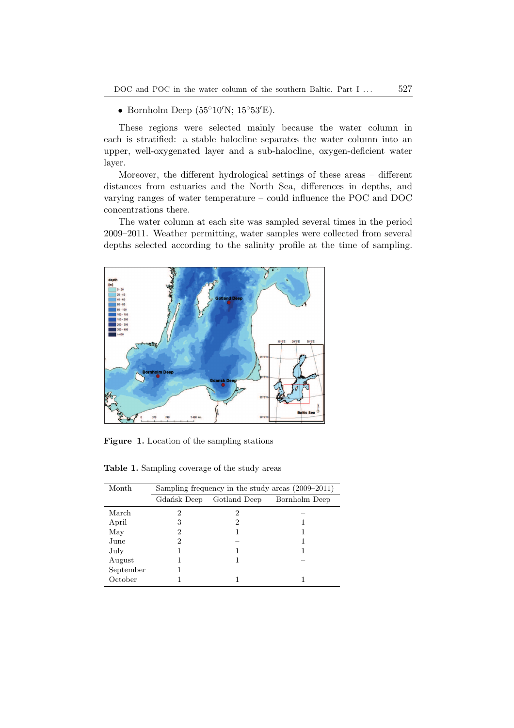- Bornholm Deep (55°10′N; 15°53′E).

These regions were selected mainly because the water column in each is stratified: a stable halocline separates the water column into an upper, well-oxygenated layer and a sub-halocline, oxygen-deficient water layer.

Moreover, the different hydrological settings of these areas – different distances from estuaries and the North Sea, differences in depths, and varying ranges of water temperature – could influence the POC and DOC concentrations there.

The water column at each site was sampled several times in the period 2009–2011. Weather permitting, water samples were collected from several depths selected according to the salinity profile at the time of sampling.

**Figure 1.** Location of the sampling stations

**Table 1.** Sampling coverage of the study areas

| Month | Sampling frequency in the study areas (2009–2011) | | |
|---|---|---|---|
| | Gdańsk Deep | Gotland Deep | Bornholm Deep |
| March | 2 | 2 | – |
| April | 3 | 2 | 1 |
| May | 2 | 1 | 1 |
| June | 2 | – | 1 |
| July | 1 | 1 | 1 |
| August | 1 | 1 | – |
| September | 1 | – | – |
| October | 1 | 1 | 1 |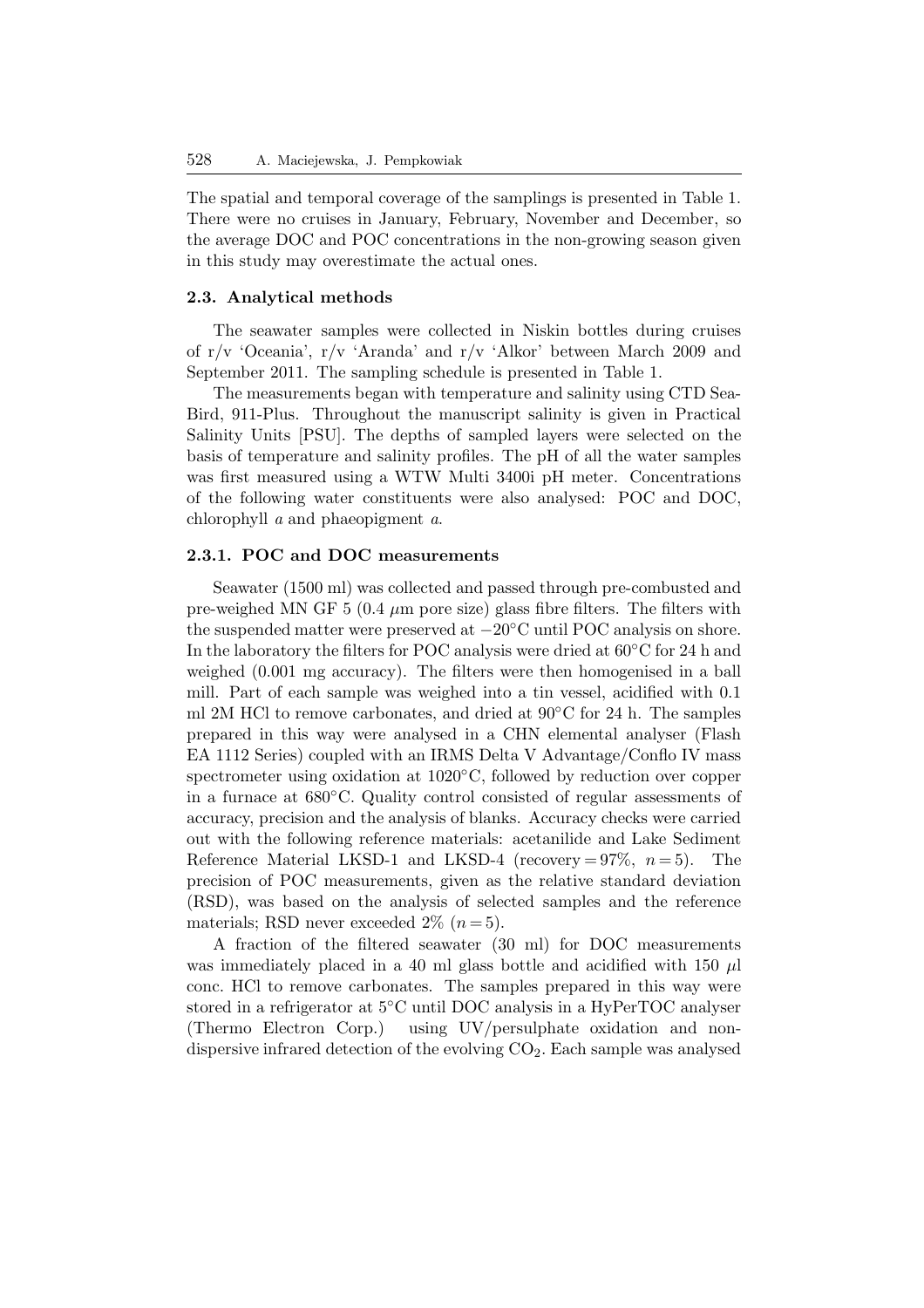The spatial and temporal coverage of the samplings is presented in Table 1. There were no cruises in January, February, November and December, so the average DOC and POC concentrations in the non-growing season given in this study may overestimate the actual ones.

### 2.3. Analytical methods

The seawater samples were collected in Niskin bottles during cruises of r/v 'Oceania', r/v 'Aranda' and r/v 'Alkor' between March 2009 and September 2011. The sampling schedule is presented in Table 1.

The measurements began with temperature and salinity using CTD Sea-Bird, 911-Plus. Throughout the manuscript salinity is given in Practical Salinity Units [PSU]. The depths of sampled layers were selected on the basis of temperature and salinity profiles. The pH of all the water samples was first measured using a WTW Multi 3400i pH meter. Concentrations of the following water constituents were also analysed: POC and DOC, chlorophyll *a* and phaeopigment *a*.

#### 2.3.1. POC and DOC measurements

Seawater (1500 ml) was collected and passed through pre-combusted and pre-weighed MN GF 5 (0.4 $\mu$m pore size) glass fibre filters. The filters with the suspended matter were preserved at $-20^{\circ}$C until POC analysis on shore. In the laboratory the filters for POC analysis were dried at $60^{\circ}$C for 24 h and weighed (0.001 mg accuracy). The filters were then homogenised in a ball mill. Part of each sample was weighed into a tin vessel, acidified with 0.1 ml 2M HCl to remove carbonates, and dried at $90^{\circ}$C for 24 h. The samples prepared in this way were analysed in a CHN elemental analyser (Flash EA 1112 Series) coupled with an IRMS Delta V Advantage/Conflo IV mass spectrometer using oxidation at $1020^{\circ}$C, followed by reduction over copper in a furnace at $680^{\circ}$C. Quality control consisted of regular assessments of accuracy, precision and the analysis of blanks. Accuracy checks were carried out with the following reference materials: acetanilide and Lake Sediment Reference Material LKSD-1 and LKSD-4 (recovery = 97%, $n = 5$). The precision of POC measurements, given as the relative standard deviation (RSD), was based on the analysis of selected samples and the reference materials; RSD never exceeded 2% ($n = 5$).

A fraction of the filtered seawater (30 ml) for DOC measurements was immediately placed in a 40 ml glass bottle and acidified with 150 $\mu$l conc. HCl to remove carbonates. The samples prepared in this way were stored in a refrigerator at $5^{\circ}$C until DOC analysis in a HyPerTOC analyser (Thermo Electron Corp.) using UV/persulphate oxidation and non-dispersive infrared detection of the evolving $CO_2$. Each sample was analysed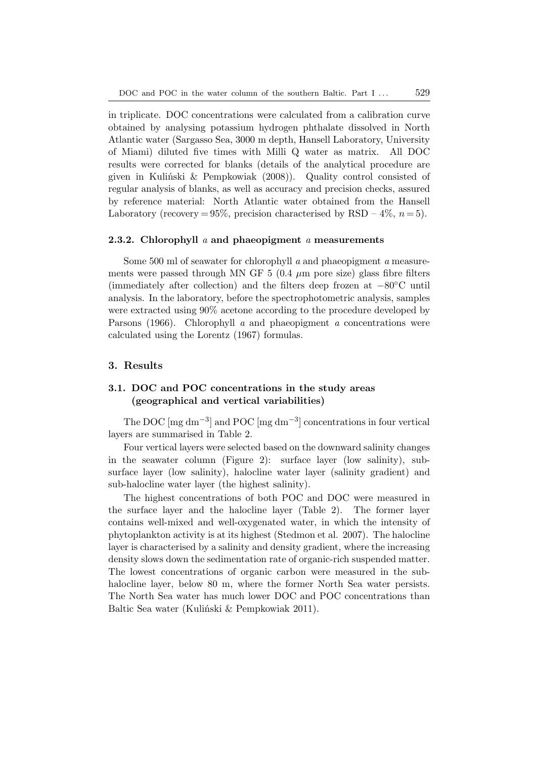in triplicate. DOC concentrations were calculated from a calibration curve obtained by analysing potassium hydrogen phthalate dissolved in North Atlantic water (Sargasso Sea, 3000 m depth, Hansell Laboratory, University of Miami) diluted five times with Milli Q water as matrix. All DOC results were corrected for blanks (details of the analytical procedure are given in Kuliński & Pempkowiak (2008)). Quality control consisted of regular analysis of blanks, as well as accuracy and precision checks, assured by reference material: North Atlantic water obtained from the Hansell Laboratory (recovery = 95%, precision characterised by RSD – 4%, $n = 5$).

### 2.3.2. Chlorophyll *a* and phaeopigment *a* measurements

Some 500 ml of seawater for chlorophyll *a* and phaeopigment *a* measurements were passed through MN GF 5 (0.4 $\mu$m pore size) glass fibre filters (immediately after collection) and the filters deep frozen at $-80^{\circ}$C until analysis. In the laboratory, before the spectrophotometric analysis, samples were extracted using 90% acetone according to the procedure developed by Parsons (1966). Chlorophyll *a* and phaeopigment *a* concentrations were calculated using the Lorentz (1967) formulas.

## 3. Results

### 3.1. DOC and POC concentrations in the study areas (geographical and vertical variabilities)

The DOC [mg dm$^{-3}$] and POC [mg dm$^{-3}$] concentrations in four vertical layers are summarised in Table 2.

Four vertical layers were selected based on the downward salinity changes in the seawater column (Figure 2): surface layer (low salinity), subsurface layer (low salinity), halocline water layer (salinity gradient) and sub-halocline water layer (the highest salinity).

The highest concentrations of both POC and DOC were measured in the surface layer and the halocline layer (Table 2). The former layer contains well-mixed and well-oxygenated water, in which the intensity of phytoplankton activity is at its highest (Stedmon et al. 2007). The halocline layer is characterised by a salinity and density gradient, where the increasing density slows down the sedimentation rate of organic-rich suspended matter. The lowest concentrations of organic carbon were measured in the sub-halocline layer, below 80 m, where the former North Sea water persists. The North Sea water has much lower DOC and POC concentrations than Baltic Sea water (Kuliński & Pempkowiak 2011).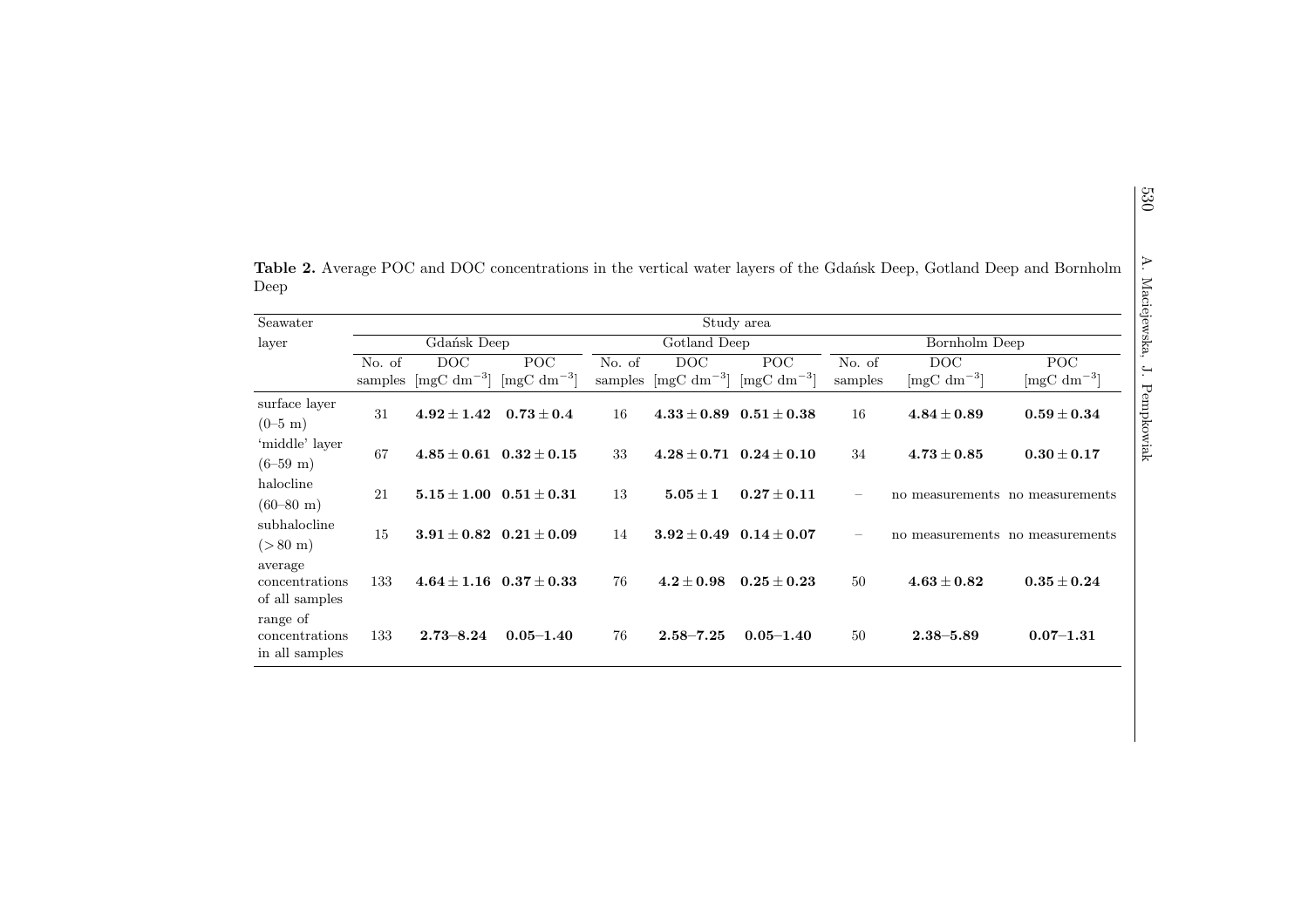**Table 2.** Average POC and DOC concentrations in the vertical water layers of the Gdańsk Deep, Gotland Deep and Bornholm Deep

| Seawater layer | Study area | | | | | | | | |
|---|---|---|---|---|---|---|---|---|---|
| | Gdańsk Deep | | | Gotland Deep | | | Bornholm Deep | | |
| | No. of samples | DOC [mgC dm$^{-3}$] | POC [mgC dm$^{-3}$] | No. of samples | DOC [mgC dm$^{-3}$] | POC [mgC dm$^{-3}$] | No. of samples | DOC [mgC dm$^{-3}$] | POC [mgC dm$^{-3}$] |
| surface layer (0–5 m) | 31 | **$4.92 \pm 1.42$** | **$0.73 \pm 0.4$** | 16 | **$4.33 \pm 0.89$** | **$0.51 \pm 0.38$** | 16 | **$4.84 \pm 0.89$** | **$0.59 \pm 0.34$** |
| 'middle' layer (6–59 m) | 67 | **$4.85 \pm 0.61$** | **$0.32 \pm 0.15$** | 33 | **$4.28 \pm 0.71$** | **$0.24 \pm 0.10$** | 34 | **$4.73 \pm 0.85$** | **$0.30 \pm 0.17$** |
| halocline (60–80 m) | 21 | **$5.15 \pm 1.00$** | **$0.51 \pm 0.31$** | 13 | **$5.05 \pm 1$** | **$0.27 \pm 0.11$** | – | no measurements | no measurements |
| subhalocline (> 80 m) | 15 | **$3.91 \pm 0.82$** | **$0.21 \pm 0.09$** | 14 | **$3.92 \pm 0.49$** | **$0.14 \pm 0.07$** | – | no measurements | no measurements |
| average concentrations of all samples | 133 | **$4.64 \pm 1.16$** | **$0.37 \pm 0.33$** | 76 | **$4.2 \pm 0.98$** | **$0.25 \pm 0.23$** | 50 | **$4.63 \pm 0.82$** | **$0.35 \pm 0.24$** |
| range of concentrations in all samples | 133 | **2.73–8.24** | **0.05–1.40** | 76 | **2.58–7.25** | **0.05–1.40** | 50 | **2.38–5.89** | **0.07–1.31** |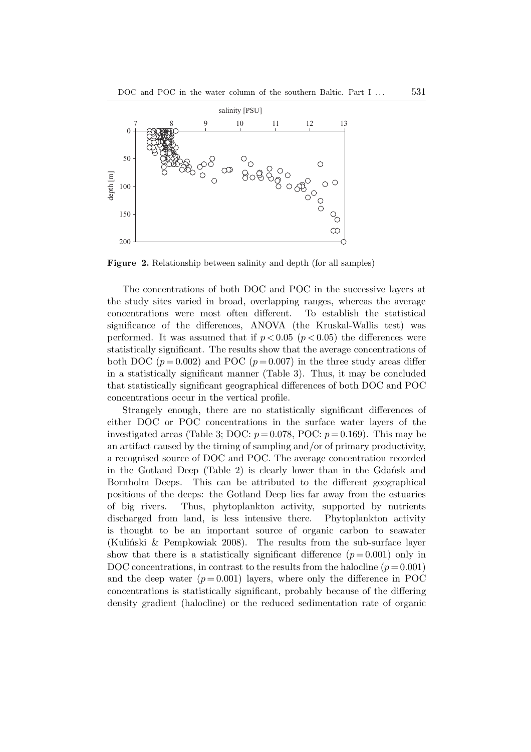**Figure 2.** Relationship between salinity and depth (for all samples)

The concentrations of both DOC and POC in the successive layers at the study sites varied in broad, overlapping ranges, whereas the average concentrations were most often different. To establish the statistical significance of the differences, ANOVA (the Kruskal-Wallis test) was performed. It was assumed that if $p < 0.05$ ($p < 0.05$) the differences were statistically significant. The results show that the average concentrations of both DOC ($p = 0.002$) and POC ($p = 0.007$) in the three study areas differ in a statistically significant manner (Table 3). Thus, it may be concluded that statistically significant geographical differences of both DOC and POC concentrations occur in the vertical profile.

Strangely enough, there are no statistically significant differences of either DOC or POC concentrations in the surface water layers of the investigated areas (Table 3; DOC: $p = 0.078$, POC: $p = 0.169$). This may be an artifact caused by the timing of sampling and/or of primary productivity, a recognised source of DOC and POC. The average concentration recorded in the Gotland Deep (Table 2) is clearly lower than in the Gdańsk and Bornholm Deeps. This can be attributed to the different geographical positions of the deeps: the Gotland Deep lies far away from the estuaries of big rivers. Thus, phytoplankton activity, supported by nutrients discharged from land, is less intensive there. Phytoplankton activity is thought to be an important source of organic carbon to seawater (Kuliński & Pempkowiak 2008). The results from the sub-surface layer show that there is a statistically significant difference ($p = 0.001$) only in DOC concentrations, in contrast to the results from the halocline ($p = 0.001$) and the deep water ($p = 0.001$) layers, where only the difference in POC concentrations is statistically significant, probably because of the differing density gradient (halocline) or the reduced sedimentation rate of organic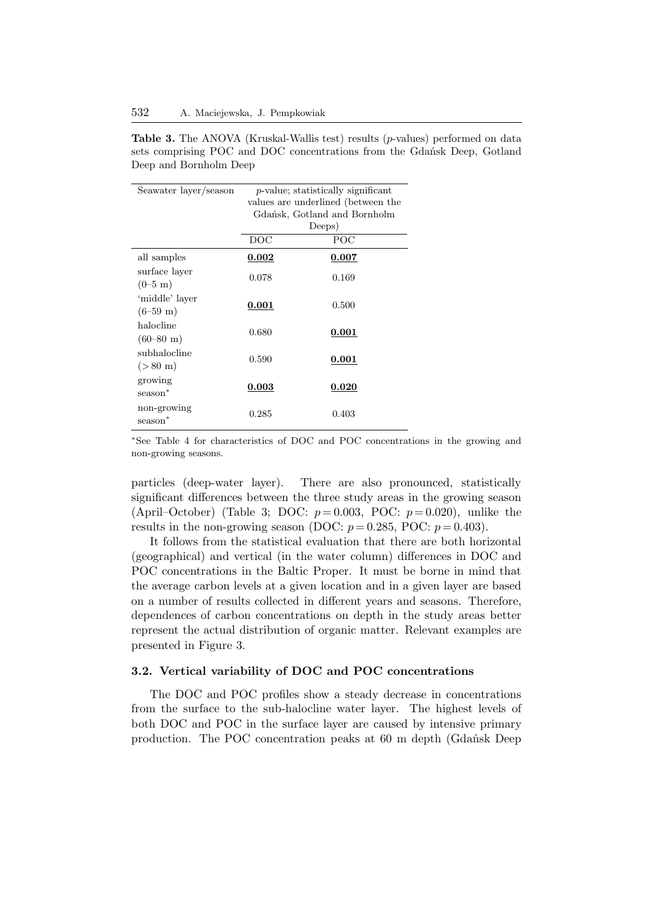**Table 3.** The ANOVA (Kruskal-Wallis test) results ($p$-values) performed on data sets comprising POC and DOC concentrations from the Gdańsk Deep, Gotland Deep and Bornholm Deep

| Seawater layer/season | $p$-value; statistically significant values are underlined (between the Gdańsk, Gotland and Bornholm Deeps) | |
|---|---|---|
| | DOC | POC |
| all samples | **0.002** | **0.007** |
| surface layer (0–5 m) | 0.078 | 0.169 |
| 'middle' layer (6–59 m) | **0.001** | 0.500 |
| halocline (60–80 m) | 0.680 | **0.001** |
| subhalocline (> 80 m) | 0.590 | **0.001** |
| growing season* | **0.003** | **0.020** |
| non-growing season* | 0.285 | 0.403 |

*See Table 4 for characteristics of DOC and POC concentrations in the growing and non-growing seasons.

particles (deep-water layer). There are also pronounced, statistically significant differences between the three study areas in the growing season (April–October) (Table 3; DOC: $p = 0.003$, POC: $p = 0.020$), unlike the results in the non-growing season (DOC: $p = 0.285$, POC: $p = 0.403$).

It follows from the statistical evaluation that there are both horizontal (geographical) and vertical (in the water column) differences in DOC and POC concentrations in the Baltic Proper. It must be borne in mind that the average carbon levels at a given location and in a given layer are based on a number of results collected in different years and seasons. Therefore, dependences of carbon concentrations on depth in the study areas better represent the actual distribution of organic matter. Relevant examples are presented in Figure 3.

### 3.2. Vertical variability of DOC and POC concentrations

The DOC and POC profiles show a steady decrease in concentrations from the surface to the sub-halocline water layer. The highest levels of both DOC and POC in the surface layer are caused by intensive primary production. The POC concentration peaks at 60 m depth (Gdańsk Deep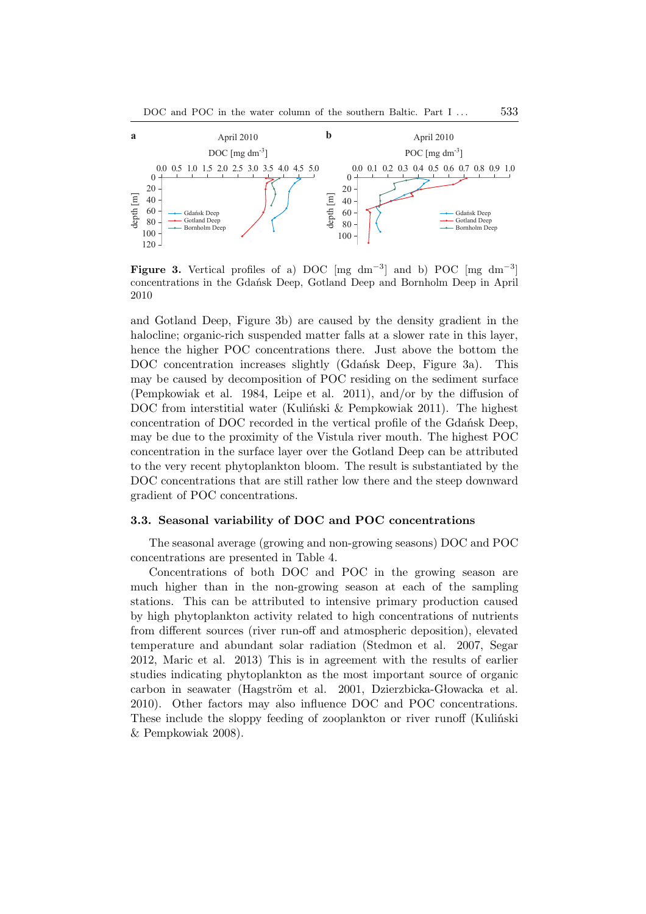**Figure 3.** Vertical profiles of a) DOC [mg dm$^{-3}$] and b) POC [mg dm$^{-3}$] concentrations in the Gdańsk Deep, Gotland Deep and Bornholm Deep in April 2010

and Gotland Deep, Figure 3b) are caused by the density gradient in the halocline; organic-rich suspended matter falls at a slower rate in this layer, hence the higher POC concentrations there. Just above the bottom the DOC concentration increases slightly (Gdańsk Deep, Figure 3a). This may be caused by decomposition of POC residing on the sediment surface (Pempkowiak et al. 1984, Leipe et al. 2011), and/or by the diffusion of DOC from interstitial water (Kuliński & Pempkowiak 2011). The highest concentration of DOC recorded in the vertical profile of the Gdańsk Deep, may be due to the proximity of the Vistula river mouth. The highest POC concentration in the surface layer over the Gotland Deep can be attributed to the very recent phytoplankton bloom. The result is substantiated by the DOC concentrations that are still rather low there and the steep downward gradient of POC concentrations.

### 3.3. Seasonal variability of DOC and POC concentrations

The seasonal average (growing and non-growing seasons) DOC and POC concentrations are presented in Table 4.

Concentrations of both DOC and POC in the growing season are much higher than in the non-growing season at each of the sampling stations. This can be attributed to intensive primary production caused by high phytoplankton activity related to high concentrations of nutrients from different sources (river run-off and atmospheric deposition), elevated temperature and abundant solar radiation (Stedmon et al. 2007, Segar 2012, Maric et al. 2013) This is in agreement with the results of earlier studies indicating phytoplankton as the most important source of organic carbon in seawater (Hagström et al. 2001, Dzierzbicka-Głowacka et al. 2010). Other factors may also influence DOC and POC concentrations. These include the sloppy feeding of zooplankton or river runoff (Kuliński & Pempkowiak 2008).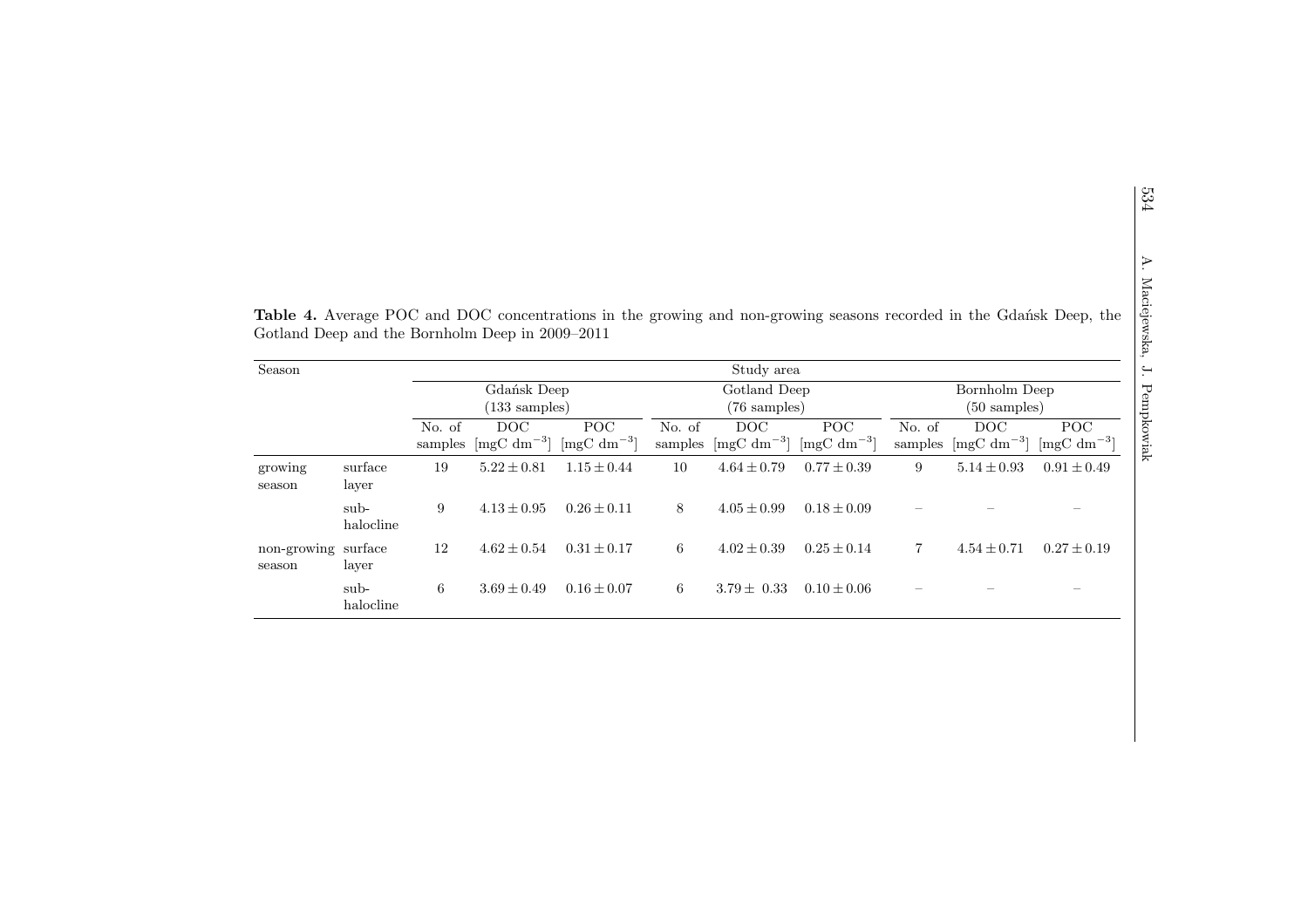**Table 4.** Average POC and DOC concentrations in the growing and non-growing seasons recorded in the Gdańsk Deep, the Gotland Deep and the Bornholm Deep in 2009–2011

| Season | | Study area | | | | | | | | |
|---|---|---|---|---|---|---|---|---|---|---|
| | | Gdańsk Deep (133 samples) | | | Gotland Deep (76 samples) | | | Bornholm Deep (50 samples) | | |
| | | No. of samples | DOC [mgC dm$^{-3}$] | POC [mgC dm$^{-3}$] | No. of samples | DOC [mgC dm$^{-3}$] | POC [mgC dm$^{-3}$] | No. of samples | DOC [mgC dm$^{-3}$] | POC [mgC dm$^{-3}$] |
| growing season | surface layer | 19 | $5.22 \pm 0.81$ | $1.15 \pm 0.44$ | 10 | $4.64 \pm 0.79$ | $0.77 \pm 0.39$ | 9 | $5.14 \pm 0.93$ | $0.91 \pm 0.49$ |
| | sub-halocline | 9 | $4.13 \pm 0.95$ | $0.26 \pm 0.11$ | 8 | $4.05 \pm 0.99$ | $0.18 \pm 0.09$ | – | – | – |
| non-growing season | surface layer | 12 | $4.62 \pm 0.54$ | $0.31 \pm 0.17$ | 6 | $4.02 \pm 0.39$ | $0.25 \pm 0.14$ | 7 | $4.54 \pm 0.71$ | $0.27 \pm 0.19$ |
| | sub-halocline | 6 | $3.69 \pm 0.49$ | $0.16 \pm 0.07$ | 6 | $3.79 \pm 0.33$ | $0.10 \pm 0.06$ | – | – | – |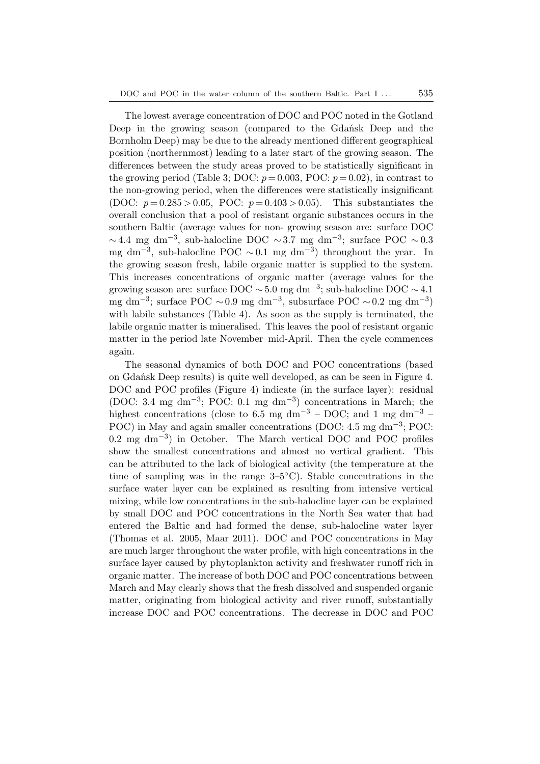The lowest average concentration of DOC and POC noted in the Gotland Deep in the growing season (compared to the Gdańsk Deep and the Bornholm Deep) may be due to the already mentioned different geographical position (northernmost) leading to a later start of the growing season. The differences between the study areas proved to be statistically significant in the growing period (Table 3; DOC: $p = 0.003$, POC: $p = 0.02$), in contrast to the non-growing period, when the differences were statistically insignificant (DOC: $p = 0.285 > 0.05$, POC: $p = 0.403 > 0.05$). This substantiates the overall conclusion that a pool of resistant organic substances occurs in the southern Baltic (average values for non- growing season are: surface DOC $\sim 4.4$ mg dm$^{-3}$, sub-halocline DOC $\sim 3.7$ mg dm$^{-3}$; surface POC $\sim 0.3$ mg dm$^{-3}$, sub-halocline POC $\sim 0.1$ mg dm$^{-3}$) throughout the year. In the growing season fresh, labile organic matter is supplied to the system. This increases concentrations of organic matter (average values for the growing season are: surface DOC $\sim 5.0$ mg dm$^{-3}$; sub-halocline DOC $\sim 4.1$ mg dm$^{-3}$; surface POC $\sim 0.9$ mg dm$^{-3}$, subsurface POC $\sim 0.2$ mg dm$^{-3}$) with labile substances (Table 4). As soon as the supply is terminated, the labile organic matter is mineralised. This leaves the pool of resistant organic matter in the period late November–mid-April. Then the cycle commences again.

The seasonal dynamics of both DOC and POC concentrations (based on Gdańsk Deep results) is quite well developed, as can be seen in Figure 4. DOC and POC profiles (Figure 4) indicate (in the surface layer): residual (DOC: 3.4 mg dm$^{-3}$; POC: 0.1 mg dm$^{-3}$) concentrations in March; the highest concentrations (close to 6.5 mg dm$^{-3}$ – DOC; and 1 mg dm$^{-3}$ – POC) in May and again smaller concentrations (DOC: 4.5 mg dm$^{-3}$; POC: 0.2 mg dm$^{-3}$) in October. The March vertical DOC and POC profiles show the smallest concentrations and almost no vertical gradient. This can be attributed to the lack of biological activity (the temperature at the time of sampling was in the range 3–5°C). Stable concentrations in the surface water layer can be explained as resulting from intensive vertical mixing, while low concentrations in the sub-halocline layer can be explained by small DOC and POC concentrations in the North Sea water that had entered the Baltic and had formed the dense, sub-halocline water layer (Thomas et al. 2005, Maar 2011). DOC and POC concentrations in May are much larger throughout the water profile, with high concentrations in the surface layer caused by phytoplankton activity and freshwater runoff rich in organic matter. The increase of both DOC and POC concentrations between March and May clearly shows that the fresh dissolved and suspended organic matter, originating from biological activity and river runoff, substantially increase DOC and POC concentrations. The decrease in DOC and POC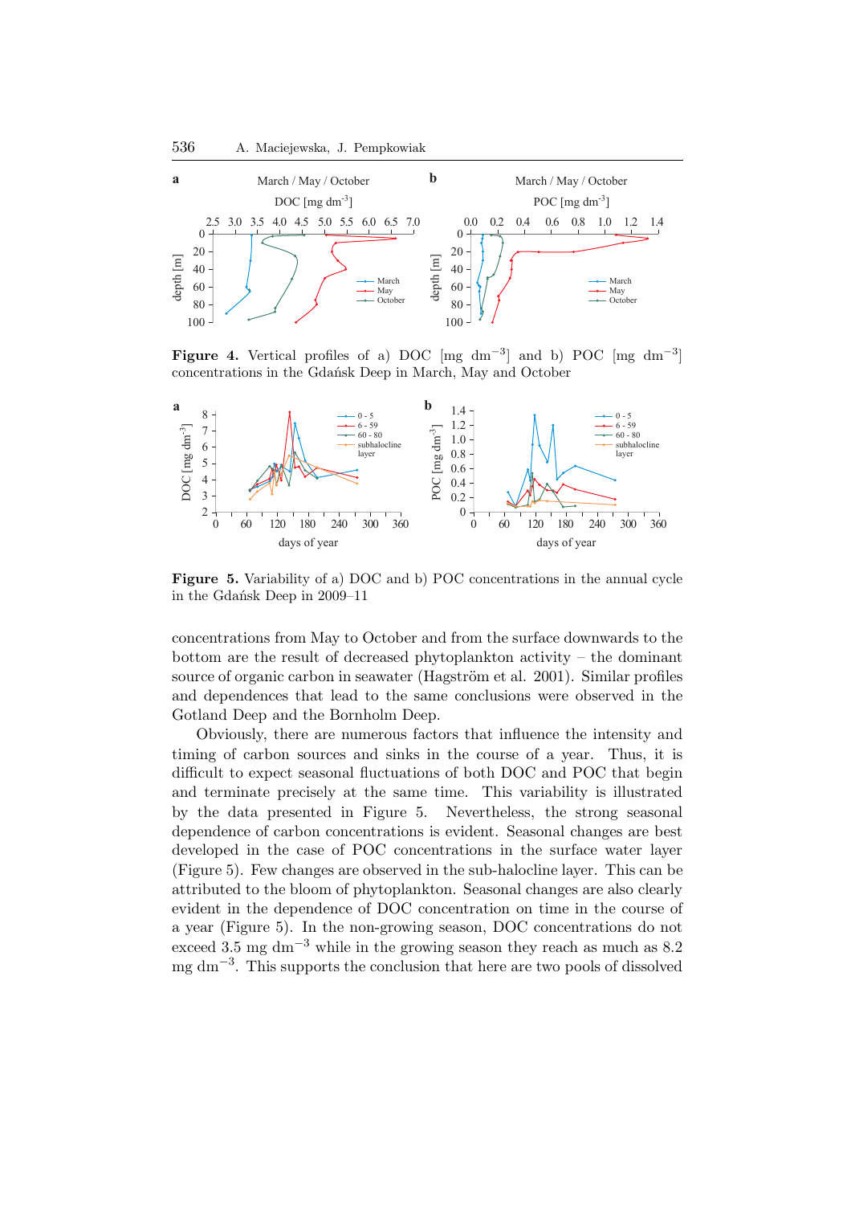**Figure 4.** Vertical profiles of a) DOC [mg dm$^{-3}$] and b) POC [mg dm$^{-3}$] concentrations in the Gdańsk Deep in March, May and October

**Figure 5.** Variability of a) DOC and b) POC concentrations in the annual cycle in the Gdańsk Deep in 2009–11

concentrations from May to October and from the surface downwards to the bottom are the result of decreased phytoplankton activity – the dominant source of organic carbon in seawater (Hagström et al. 2001). Similar profiles and dependences that lead to the same conclusions were observed in the Gotland Deep and the Bornholm Deep.

Obviously, there are numerous factors that influence the intensity and timing of carbon sources and sinks in the course of a year. Thus, it is difficult to expect seasonal fluctuations of both DOC and POC that begin and terminate precisely at the same time. This variability is illustrated by the data presented in Figure 5. Nevertheless, the strong seasonal dependence of carbon concentrations is evident. Seasonal changes are best developed in the case of POC concentrations in the surface water layer (Figure 5). Few changes are observed in the sub-halocline layer. This can be attributed to the bloom of phytoplankton. Seasonal changes are also clearly evident in the dependence of DOC concentration on time in the course of a year (Figure 5). In the non-growing season, DOC concentrations do not exceed 3.5 mg dm$^{-3}$ while in the growing season they reach as much as 8.2 mg dm$^{-3}$. This supports the conclusion that here are two pools of dissolved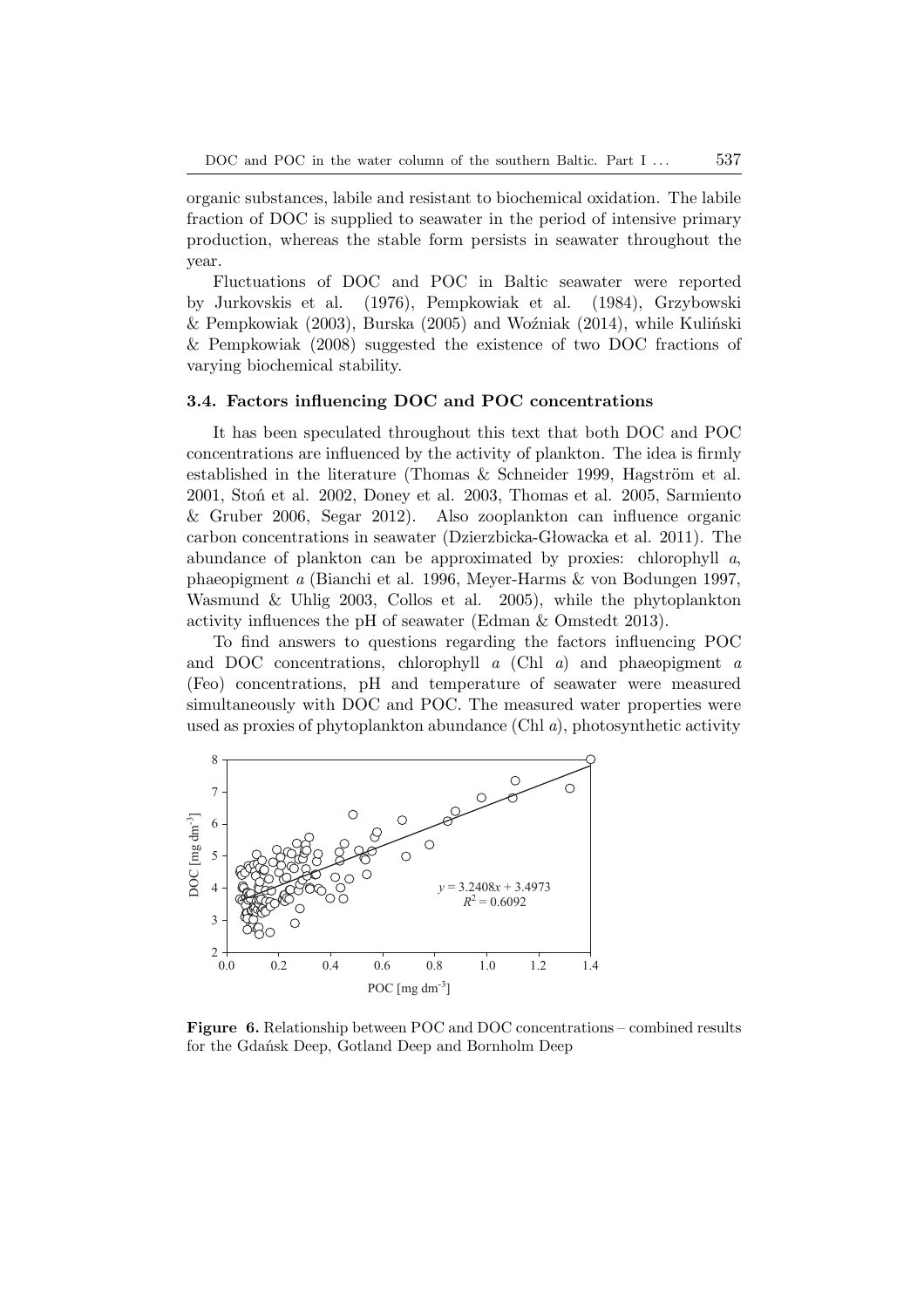organic substances, labile and resistant to biochemical oxidation. The labile fraction of DOC is supplied to seawater in the period of intensive primary production, whereas the stable form persists in seawater throughout the year.

Fluctuations of DOC and POC in Baltic seawater were reported by Jurkovskis et al. (1976), Pempkowiak et al. (1984), Grzybowski & Pempkowiak (2003), Burska (2005) and Woźniak (2014), while Kuliński & Pempkowiak (2008) suggested the existence of two DOC fractions of varying biochemical stability.

### 3.4. Factors influencing DOC and POC concentrations

It has been speculated throughout this text that both DOC and POC concentrations are influenced by the activity of plankton. The idea is firmly established in the literature (Thomas & Schneider 1999, Hagström et al. 2001, Stoń et al. 2002, Doney et al. 2003, Thomas et al. 2005, Sarmiento & Gruber 2006, Segar 2012). Also zooplankton can influence organic carbon concentrations in seawater (Dzierzbicka-Głowacka et al. 2011). The abundance of plankton can be approximated by proxies: chlorophyll *a*, phaeopigment *a* (Bianchi et al. 1996, Meyer-Harms & von Bodungen 1997, Wasmund & Uhlig 2003, Collos et al. 2005), while the phytoplankton activity influences the pH of seawater (Edman & Omstedt 2013).

To find answers to questions regarding the factors influencing POC and DOC concentrations, chlorophyll *a* (Chl *a*) and phaeopigment *a* (Feo) concentrations, pH and temperature of seawater were measured simultaneously with DOC and POC. The measured water properties were used as proxies of phytoplankton abundance (Chl *a*), photosynthetic activity

$y = 3.2408x + 3.4973$
$R^2 = 0.6092$

**Figure 6.** Relationship between POC and DOC concentrations – combined results for the Gdańsk Deep, Gotland Deep and Bornholm Deep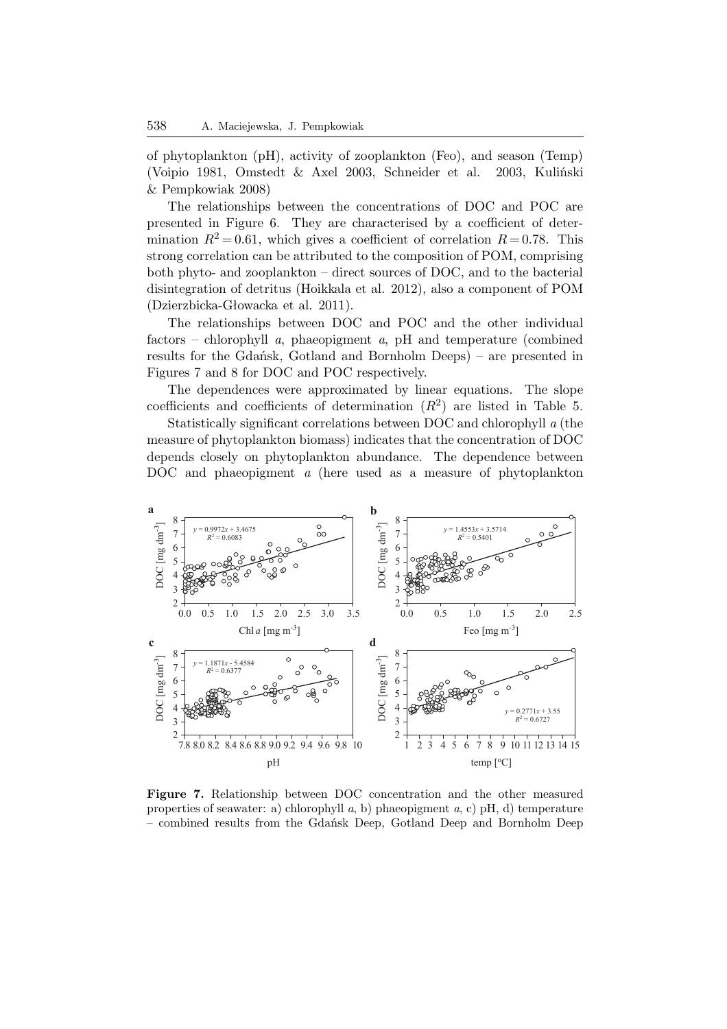of phytoplankton (pH), activity of zooplankton (Feo), and season (Temp) (Voipio 1981, Omstedt & Axel 2003, Schneider et al. 2003, Kuliński & Pempkowiak 2008)

The relationships between the concentrations of DOC and POC are presented in Figure 6. They are characterised by a coefficient of determination $R^2 = 0.61$, which gives a coefficient of correlation $R = 0.78$. This strong correlation can be attributed to the composition of POM, comprising both phyto- and zooplankton – direct sources of DOC, and to the bacterial disintegration of detritus (Hoikkala et al. 2012), also a component of POM (Dzierzbicka-Głowacka et al. 2011).

The relationships between DOC and POC and the other individual factors – chlorophyll *a*, phaeopigment *a*, pH and temperature (combined results for the Gdańsk, Gotland and Bornholm Deeps) – are presented in Figures 7 and 8 for DOC and POC respectively.

The dependences were approximated by linear equations. The slope coefficients and coefficients of determination ($R^2$) are listed in Table 5.

Statistically significant correlations between DOC and chlorophyll *a* (the measure of phytoplankton biomass) indicates that the concentration of DOC depends closely on phytoplankton abundance. The dependence between DOC and phaeopigment *a* (here used as a measure of phytoplankton

**Figure 7.** Relationship between DOC concentration and the other measured properties of seawater: a) chlorophyll *a*, b) phaeopigment *a*, c) pH, d) temperature – combined results from the Gdańsk Deep, Gotland Deep and Bornholm Deep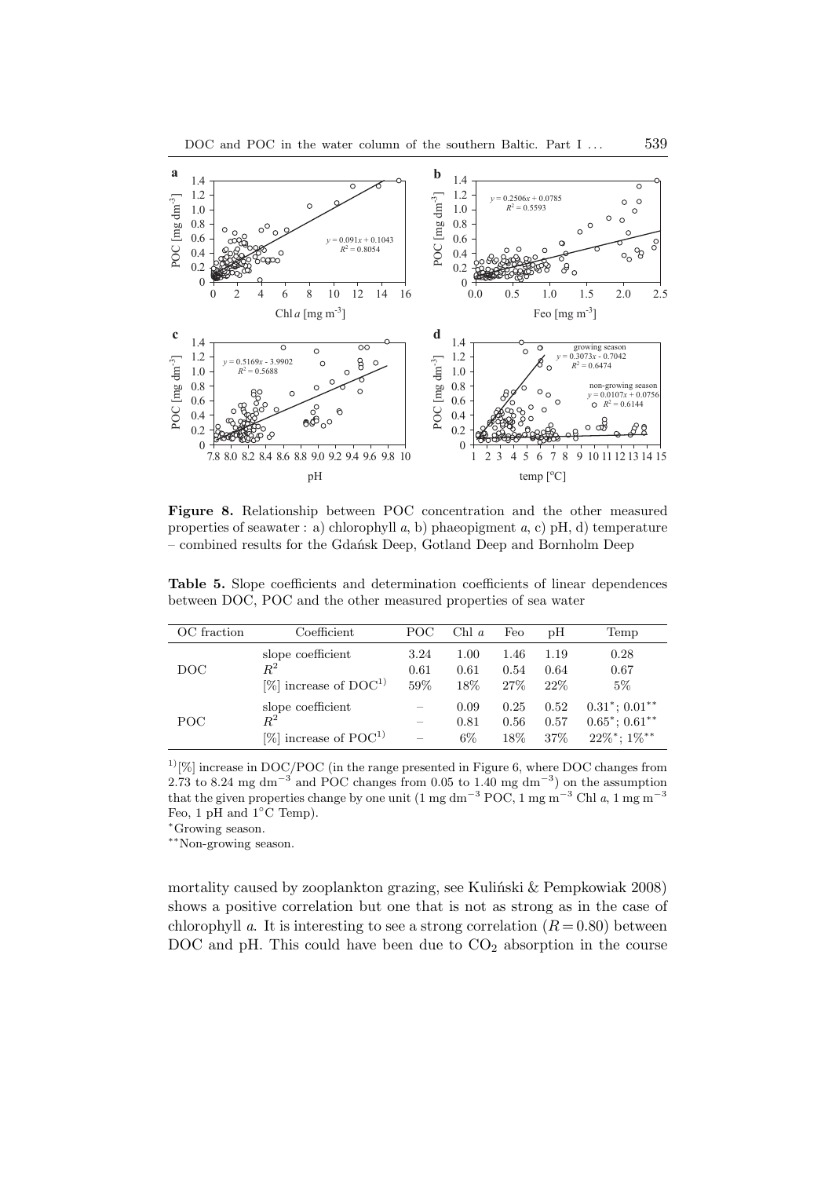**Figure 8.** Relationship between POC concentration and the other measured properties of seawater : a) chlorophyll *a*, b) phaeopigment *a*, c) pH, d) temperature – combined results for the Gdańsk Deep, Gotland Deep and Bornholm Deep

**Table 5.** Slope coefficients and determination coefficients of linear dependences between DOC, POC and the other measured properties of sea water

| OC fraction | Coefficient | POC | Chl *a* | Feo | pH | Temp |
|---|---|---|---|---|---|---|
| DOC | slope coefficient | 3.24 | 1.00 | 1.46 | 1.19 | 0.28 |
| | $R^2$ | 0.61 | 0.61 | 0.54 | 0.64 | 0.67 |
| | [%] increase of DOC[1)] | 59% | 18% | 27% | 22% | 5% |
| POC | slope coefficient | – | 0.09 | 0.25 | 0.52 | $0.31^{*}$; $0.01^{**}$ |
| | $R^2$ | – | 0.81 | 0.56 | 0.57 | $0.65^{*}$; $0.61^{**}$ |
| | [%] increase of POC[1)] | – | 6% | 18% | 37% | $22\%^{*}$; $1\%^{**}$ |

[1)] [%] increase in DOC/POC (in the range presented in Figure 6, where DOC changes from 2.73 to 8.24 mg dm$^{-3}$ and POC changes from 0.05 to 1.40 mg dm$^{-3}$) on the assumption that the given properties change by one unit (1 mg dm$^{-3}$ POC, 1 mg m$^{-3}$ Chl *a*, 1 mg m$^{-3}$ Feo, 1 pH and 1°C Temp).

*Growing season.

**Non-growing season.

mortality caused by zooplankton grazing, see Kuliński & Pempkowiak 2008) shows a positive correlation but one that is not as strong as in the case of chlorophyll *a*. It is interesting to see a strong correlation ($R = 0.80$) between DOC and pH. This could have been due to $CO_2$ absorption in the course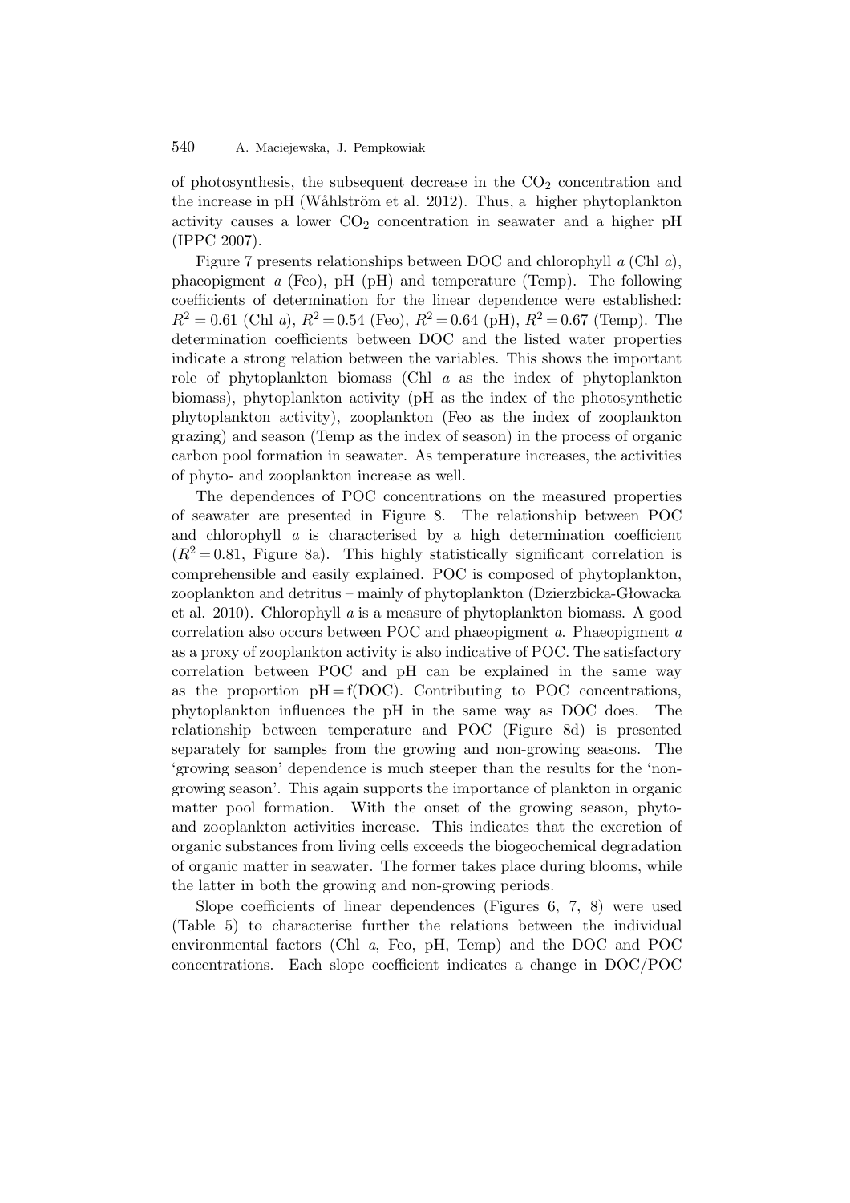of photosynthesis, the subsequent decrease in the $CO_2$ concentration and the increase in pH (Wåhlström et al. 2012). Thus, a higher phytoplankton activity causes a lower $CO_2$ concentration in seawater and a higher pH (IPPC 2007).

Figure 7 presents relationships between DOC and chlorophyll *a* (Chl *a*), phaeopigment *a* (Feo), pH (pH) and temperature (Temp). The following coefficients of determination for the linear dependence were established: $R^2 = 0.61$ (Chl *a*), $R^2 = 0.54$ (Feo), $R^2 = 0.64$ (pH), $R^2 = 0.67$ (Temp). The determination coefficients between DOC and the listed water properties indicate a strong relation between the variables. This shows the important role of phytoplankton biomass (Chl *a* as the index of phytoplankton biomass), phytoplankton activity (pH as the index of the photosynthetic phytoplankton activity), zooplankton (Feo as the index of zooplankton grazing) and season (Temp as the index of season) in the process of organic carbon pool formation in seawater. As temperature increases, the activities of phyto- and zooplankton increase as well.

The dependences of POC concentrations on the measured properties of seawater are presented in Figure 8. The relationship between POC and chlorophyll *a* is characterised by a high determination coefficient ($R^2 = 0.81$, Figure 8a). This highly statistically significant correlation is comprehensible and easily explained. POC is composed of phytoplankton, zooplankton and detritus – mainly of phytoplankton (Dzierzbicka-Głowacka et al. 2010). Chlorophyll *a* is a measure of phytoplankton biomass. A good correlation also occurs between POC and phaeopigment *a*. Phaeopigment *a* as a proxy of zooplankton activity is also indicative of POC. The satisfactory correlation between POC and pH can be explained in the same way as the proportion $\text{pH} = \text{f(DOC)}$. Contributing to POC concentrations, phytoplankton influences the pH in the same way as DOC does. The relationship between temperature and POC (Figure 8d) is presented separately for samples from the growing and non-growing seasons. The 'growing season' dependence is much steeper than the results for the 'non-growing season'. This again supports the importance of plankton in organic matter pool formation. With the onset of the growing season, phyto- and zooplankton activities increase. This indicates that the excretion of organic substances from living cells exceeds the biogeochemical degradation of organic matter in seawater. The former takes place during blooms, while the latter in both the growing and non-growing periods.

Slope coefficients of linear dependences (Figures 6, 7, 8) were used (Table 5) to characterise further the relations between the individual environmental factors (Chl *a*, Feo, pH, Temp) and the DOC and POC concentrations. Each slope coefficient indicates a change in DOC/POC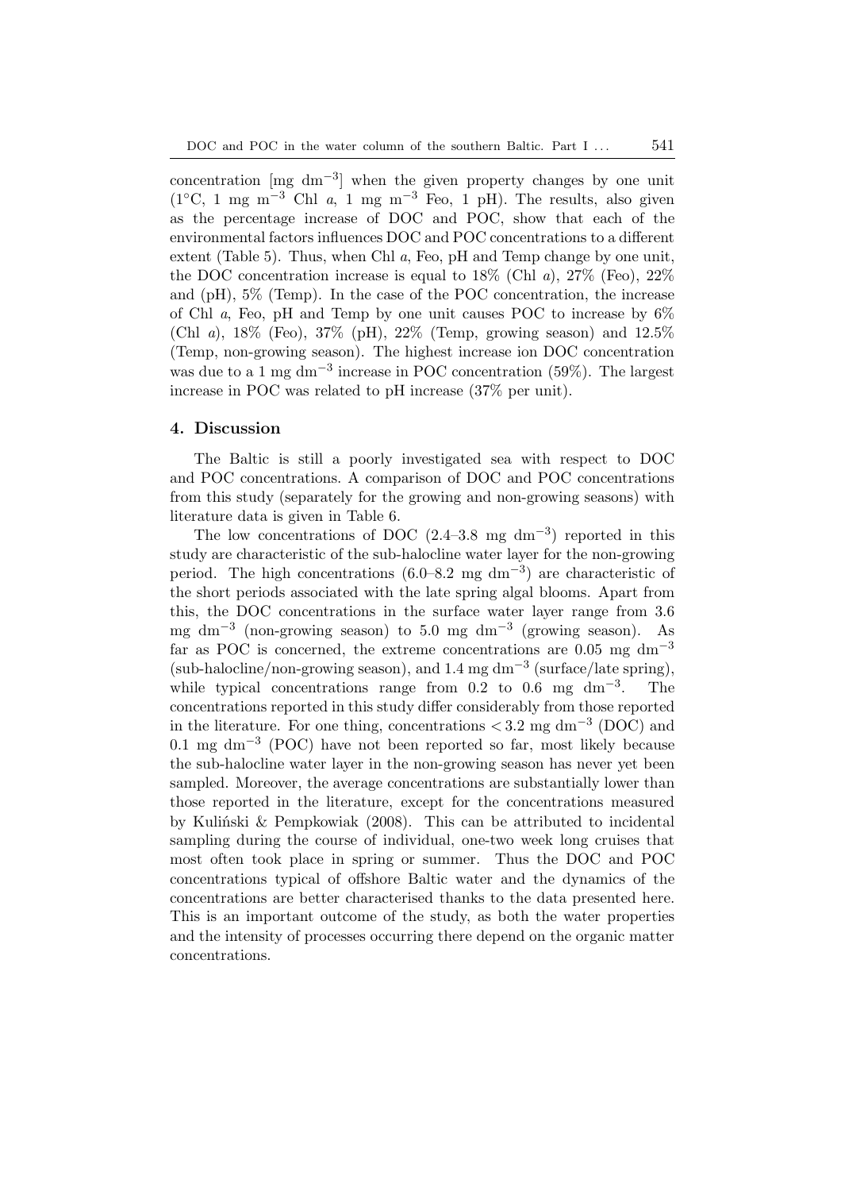concentration [mg $dm^{-3}$] when the given property changes by one unit (1°C, 1 mg $m^{-3}$ Chl *a*, 1 mg $m^{-3}$ Feo, 1 pH). The results, also given as the percentage increase of DOC and POC, show that each of the environmental factors influences DOC and POC concentrations to a different extent (Table 5). Thus, when Chl *a*, Feo, pH and Temp change by one unit, the DOC concentration increase is equal to 18% (Chl *a*), 27% (Feo), 22% and (pH), 5% (Temp). In the case of the POC concentration, the increase of Chl *a*, Feo, pH and Temp by one unit causes POC to increase by 6% (Chl *a*), 18% (Feo), 37% (pH), 22% (Temp, growing season) and 12.5% (Temp, non-growing season). The highest increase ion DOC concentration was due to a 1 mg $dm^{-3}$ increase in POC concentration (59%). The largest increase in POC was related to pH increase (37% per unit).

## 4. Discussion

The Baltic is still a poorly investigated sea with respect to DOC and POC concentrations. A comparison of DOC and POC concentrations from this study (separately for the growing and non-growing seasons) with literature data is given in Table 6.

The low concentrations of DOC (2.4–3.8 mg $dm^{-3}$) reported in this study are characteristic of the sub-halocline water layer for the non-growing period. The high concentrations (6.0–8.2 mg $dm^{-3}$) are characteristic of the short periods associated with the late spring algal blooms. Apart from this, the DOC concentrations in the surface water layer range from 3.6 mg $dm^{-3}$ (non-growing season) to 5.0 mg $dm^{-3}$ (growing season). As far as POC is concerned, the extreme concentrations are 0.05 mg $dm^{-3}$ (sub-halocline/non-growing season), and 1.4 mg $dm^{-3}$ (surface/late spring), while typical concentrations range from 0.2 to 0.6 mg $dm^{-3}$. The concentrations reported in this study differ considerably from those reported in the literature. For one thing, concentrations $< 3.2$ mg $dm^{-3}$ (DOC) and 0.1 mg $dm^{-3}$ (POC) have not been reported so far, most likely because the sub-halocline water layer in the non-growing season has never yet been sampled. Moreover, the average concentrations are substantially lower than those reported in the literature, except for the concentrations measured by Kuliński & Pempkowiak (2008). This can be attributed to incidental sampling during the course of individual, one-two week long cruises that most often took place in spring or summer. Thus the DOC and POC concentrations typical of offshore Baltic water and the dynamics of the concentrations are better characterised thanks to the data presented here. This is an important outcome of the study, as both the water properties and the intensity of processes occurring there depend on the organic matter concentrations.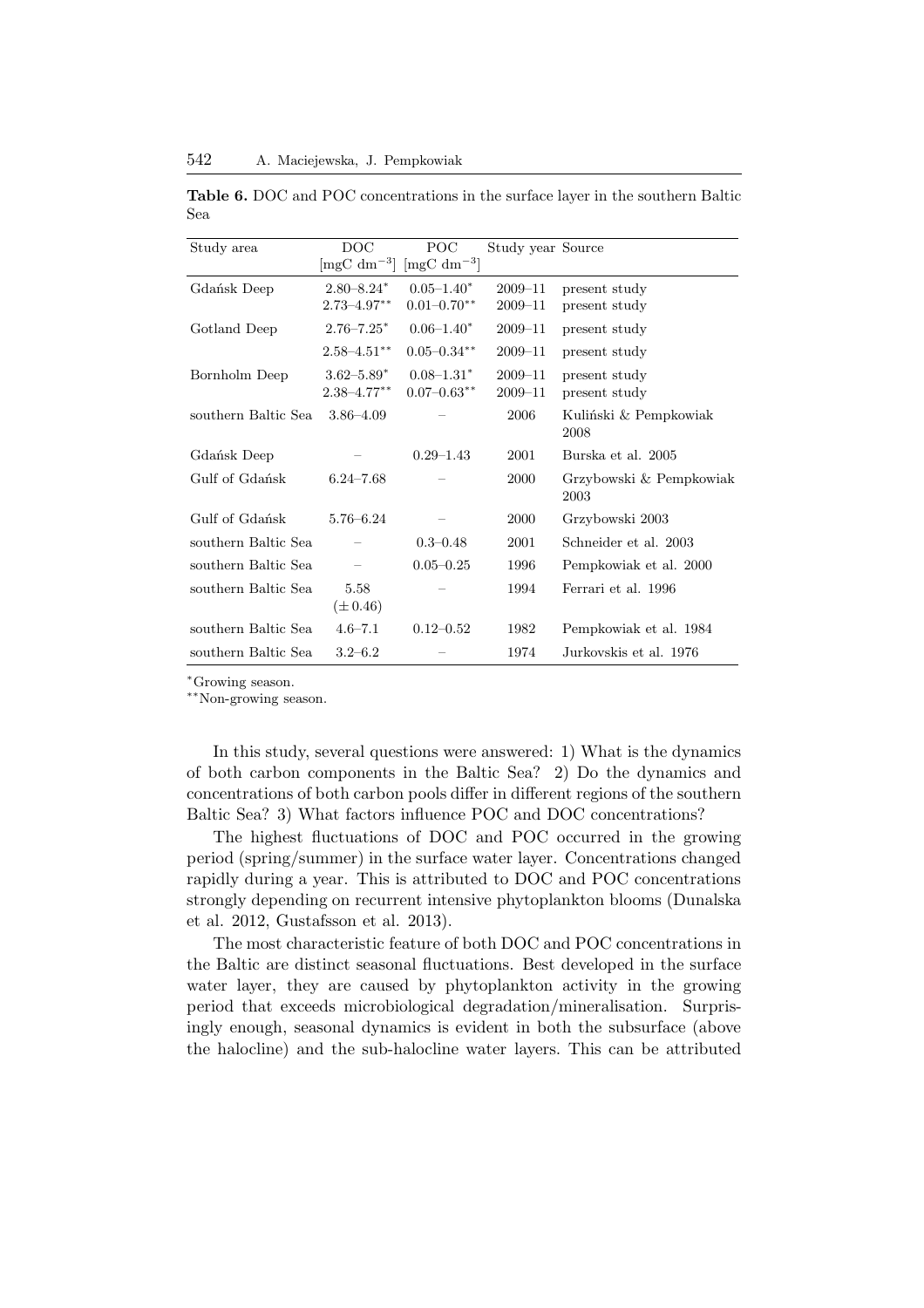**Table 6.** DOC and POC concentrations in the surface layer in the southern Baltic Sea

| Study area | DOC [mgC $dm^{-3}$] | POC [mgC $dm^{-3}$] | Study year | Source |
|---|---|---|---|---|
| Gdańsk Deep | 2.80–8.24* | 0.05–1.40* | 2009–11 | present study |
| | 2.73–4.97** | 0.01–0.70** | 2009–11 | present study |
| Gotland Deep | 2.76–7.25* | 0.06–1.40* | 2009–11 | present study |
| | 2.58–4.51** | 0.05–0.34** | 2009–11 | present study |
| Bornholm Deep | 3.62–5.89* | 0.08–1.31* | 2009–11 | present study |
| | 2.38–4.77** | 0.07–0.63** | 2009–11 | present study |
| southern Baltic Sea | 3.86–4.09 | – | 2006 | Kuliński & Pempkowiak 2008 |
| Gdańsk Deep | – | 0.29–1.43 | 2001 | Burska et al. 2005 |
| Gulf of Gdańsk | 6.24–7.68 | – | 2000 | Grzybowski & Pempkowiak 2003 |
| Gulf of Gdańsk | 5.76–6.24 | – | 2000 | Grzybowski 2003 |
| southern Baltic Sea | – | 0.3–0.48 | 2001 | Schneider et al. 2003 |
| southern Baltic Sea | – | 0.05–0.25 | 1996 | Pempkowiak et al. 2000 |
| southern Baltic Sea | 5.58 (± 0.46) | – | 1994 | Ferrari et al. 1996 |
| southern Baltic Sea | 4.6–7.1 | 0.12–0.52 | 1982 | Pempkowiak et al. 1984 |
| southern Baltic Sea | 3.2–6.2 | – | 1974 | Jurkovskis et al. 1976 |

*Growing season.

**Non-growing season.

In this study, several questions were answered: 1) What is the dynamics of both carbon components in the Baltic Sea? 2) Do the dynamics and concentrations of both carbon pools differ in different regions of the southern Baltic Sea? 3) What factors influence POC and DOC concentrations?

The highest fluctuations of DOC and POC occurred in the growing period (spring/summer) in the surface water layer. Concentrations changed rapidly during a year. This is attributed to DOC and POC concentrations strongly depending on recurrent intensive phytoplankton blooms (Dunalska et al. 2012, Gustafsson et al. 2013).

The most characteristic feature of both DOC and POC concentrations in the Baltic are distinct seasonal fluctuations. Best developed in the surface water layer, they are caused by phytoplankton activity in the growing period that exceeds microbiological degradation/mineralisation. Surprisingly enough, seasonal dynamics is evident in both the subsurface (above the halocline) and the sub-halocline water layers. This can be attributed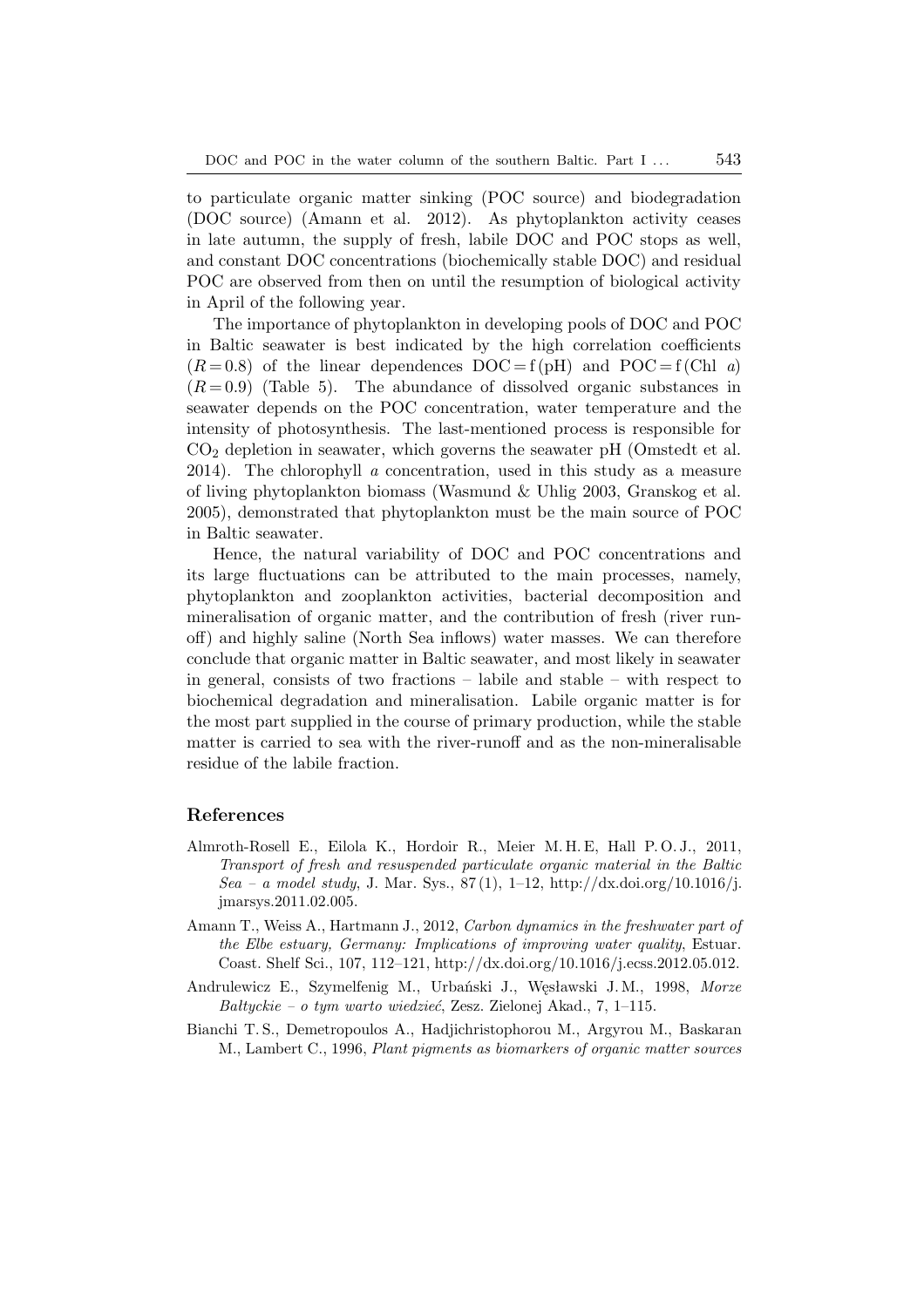to particulate organic matter sinking (POC source) and biodegradation (DOC source) (Amann et al. 2012). As phytoplankton activity ceases in late autumn, the supply of fresh, labile DOC and POC stops as well, and constant DOC concentrations (biochemically stable DOC) and residual POC are observed from then on until the resumption of biological activity in April of the following year.

The importance of phytoplankton in developing pools of DOC and POC in Baltic seawater is best indicated by the high correlation coefficients ($R = 0.8$) of the linear dependences DOC = f (pH) and POC = f (Chl *a*) ($R = 0.9$) (Table 5). The abundance of dissolved organic substances in seawater depends on the POC concentration, water temperature and the intensity of photosynthesis. The last-mentioned process is responsible for $CO_2$ depletion in seawater, which governs the seawater pH (Omstedt et al. 2014). The chlorophyll *a* concentration, used in this study as a measure of living phytoplankton biomass (Wasmund & Uhlig 2003, Granskog et al. 2005), demonstrated that phytoplankton must be the main source of POC in Baltic seawater.

Hence, the natural variability of DOC and POC concentrations and its large fluctuations can be attributed to the main processes, namely, phytoplankton and zooplankton activities, bacterial decomposition and mineralisation of organic matter, and the contribution of fresh (river runoff) and highly saline (North Sea inflows) water masses. We can therefore conclude that organic matter in Baltic seawater, and most likely in seawater in general, consists of two fractions – labile and stable – with respect to biochemical degradation and mineralisation. Labile organic matter is for the most part supplied in the course of primary production, while the stable matter is carried to sea with the river-runoff and as the non-mineralisable residue of the labile fraction.

## References

Almroth-Rosell E., Eilola K., Hordoir R., Meier M. H. E, Hall P. O. J., 2011, *Transport of fresh and resuspended particulate organic material in the Baltic Sea – a model study*, J. Mar. Sys., 87 (1), 1–12, http://dx.doi.org/10.1016/j.jmarsys.2011.02.005.

Amann T., Weiss A., Hartmann J., 2012, *Carbon dynamics in the freshwater part of the Elbe estuary, Germany: Implications of improving water quality*, Estuar. Coast. Shelf Sci., 107, 112–121, http://dx.doi.org/10.1016/j.ecss.2012.05.012.

Andrulewicz E., Szymelfenig M., Urbański J., Węsławski J. M., 1998, *Morze Bałtyckie – o tym warto wiedzieć*, Zesz. Zielonej Akad., 7, 1–115.

Bianchi T. S., Demetropoulos A., Hadjichristophorou M., Argyrou M., Baskaran M., Lambert C., 1996, *Plant pigments as biomarkers of organic matter sources*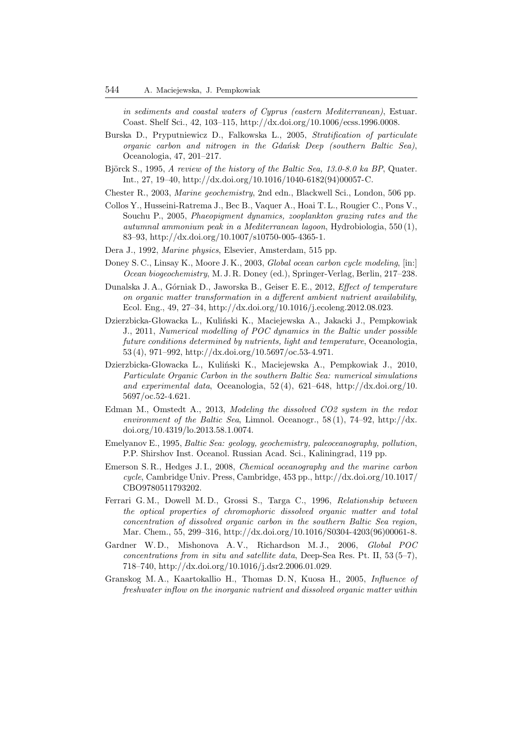*in sediments and coastal waters of Cyprus (eastern Mediterranean)*, Estuar. Coast. Shelf Sci., 42, 103–115, http://dx.doi.org/10.1006/ecss.1996.0008.

Burska D., Pryputniewicz D., Falkowska L., 2005, *Stratification of particulate organic carbon and nitrogen in the Gdańsk Deep (southern Baltic Sea)*, Oceanologia, 47, 201–217.

Björck S., 1995, *A review of the history of the Baltic Sea, 13.0-8.0 ka BP*, Quater. Int., 27, 19–40, http://dx.doi.org/10.1016/1040-6182(94)00057-C.

Chester R., 2003, *Marine geochemistry*, 2nd edn., Blackwell Sci., London, 506 pp.

Collos Y., Husseini-Ratrema J., Bec B., Vaquer A., Hoai T. L., Rougier C., Pons V., Souchu P., 2005, *Phaeopigment dynamics, zooplankton grazing rates and the autumnal ammonium peak in a Mediterranean lagoon*, Hydrobiologia, 550 (1), 83–93, http://dx.doi.org/10.1007/s10750-005-4365-1.

Dera J., 1992, *Marine physics*, Elsevier, Amsterdam, 515 pp.

Doney S. C., Linsay K., Moore J. K., 2003, *Global ocean carbon cycle modeling*, [in:] *Ocean biogeochemistry*, M. J. R. Doney (ed.), Springer-Verlag, Berlin, 217–238.

Dunalska J. A., Górniak D., Jaworska B., Geiser E. E., 2012, *Effect of temperature on organic matter transformation in a different ambient nutrient availability*, Ecol. Eng., 49, 27–34, http://dx.doi.org/10.1016/j.ecoleng.2012.08.023.

Dzierzbicka-Głowacka L., Kuliński K., Maciejewska A., Jakacki J., Pempkowiak J., 2011, *Numerical modelling of POC dynamics in the Baltic under possible future conditions determined by nutrients, light and temperature*, Oceanologia, 53 (4), 971–992, http://dx.doi.org/10.5697/oc.53-4.971.

Dzierzbicka-Głowacka L., Kuliński K., Maciejewska A., Pempkowiak J., 2010, *Particulate Organic Carbon in the southern Baltic Sea: numerical simulations and experimental data*, Oceanologia, 52 (4), 621–648, http://dx.doi.org/10.5697/oc.52-4.621.

Edman M., Omstedt A., 2013, *Modeling the dissolved CO2 system in the redox environment of the Baltic Sea*, Limnol. Oceanogr., 58 (1), 74–92, http://dx.doi.org/10.4319/lo.2013.58.1.0074.

Emelyanov E., 1995, *Baltic Sea: geology, geochemistry, paleoceanography, pollution*, P.P. Shirshov Inst. Oceanol. Russian Acad. Sci., Kaliningrad, 119 pp.

Emerson S. R., Hedges J. I., 2008, *Chemical oceanography and the marine carbon cycle*, Cambridge Univ. Press, Cambridge, 453 pp., http://dx.doi.org/10.1017/CBO9780511793202.

Ferrari G. M., Dowell M. D., Grossi S., Targa C., 1996, *Relationship between the optical properties of chromophoric dissolved organic matter and total concentration of dissolved organic carbon in the southern Baltic Sea region*, Mar. Chem., 55, 299–316, http://dx.doi.org/10.1016/S0304-4203(96)00061-8.

Gardner W. D., Mishonova A. V., Richardson M. J., 2006, *Global POC concentrations from in situ and satellite data*, Deep-Sea Res. Pt. II, 53 (5–7), 718–740, http://dx.doi.org/10.1016/j.dsr2.2006.01.029.

Granskog M. A., Kaartokallio H., Thomas D. N, Kuosa H., 2005, *Influence of freshwater inflow on the inorganic nutrient and dissolved organic matter within*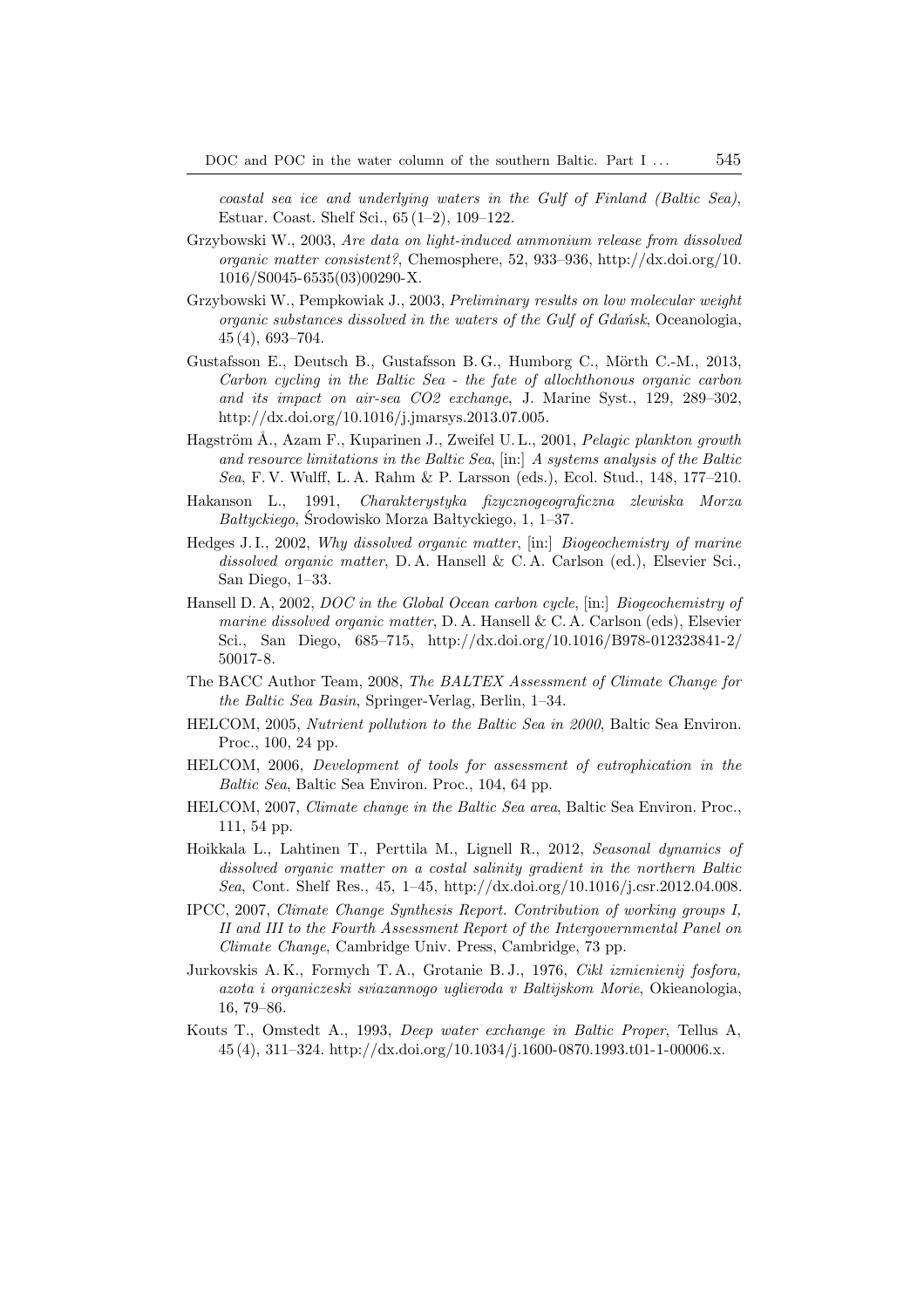*coastal sea ice and underlying waters in the Gulf of Finland (Baltic Sea)*, Estuar. Coast. Shelf Sci., 65 (1–2), 109–122.

Grzybowski W., 2003, *Are data on light-induced ammonium release from dissolved organic matter consistent?*, Chemosphere, 52, 933–936, http://dx.doi.org/10.1016/S0045-6535(03)00290-X.

Grzybowski W., Pempkowiak J., 2003, *Preliminary results on low molecular weight organic substances dissolved in the waters of the Gulf of Gdańsk*, Oceanologia, 45 (4), 693–704.

Gustafsson E., Deutsch B., Gustafsson B. G., Humborg C., Mörth C.-M., 2013, *Carbon cycling in the Baltic Sea - the fate of allochthonous organic carbon and its impact on air-sea CO2 exchange*, J. Marine Syst., 129, 289–302, http://dx.doi.org/10.1016/j.jmarsys.2013.07.005.

Hagström Å., Azam F., Kuparinen J., Zweifel U. L., 2001, *Pelagic plankton growth and resource limitations in the Baltic Sea*, [in:] *A systems analysis of the Baltic Sea*, F. V. Wulff, L. A. Rahm & P. Larsson (eds.), Ecol. Stud., 148, 177–210.

Hakanson L., 1991, *Charakterystyka fizycznogeograficzna zlewiska Morza Bałtyckiego*, Środowisko Morza Bałtyckiego, 1, 1–37.

Hedges J. I., 2002, *Why dissolved organic matter*, [in:] *Biogeochemistry of marine dissolved organic matter*, D. A. Hansell & C. A. Carlson (ed.), Elsevier Sci., San Diego, 1–33.

Hansell D. A, 2002, *DOC in the Global Ocean carbon cycle*, [in:] *Biogeochemistry of marine dissolved organic matter*, D. A. Hansell & C. A. Carlson (eds), Elsevier Sci., San Diego, 685–715, http://dx.doi.org/10.1016/B978-012323841-2/50017-8.

The BACC Author Team, 2008, *The BALTEX Assessment of Climate Change for the Baltic Sea Basin*, Springer-Verlag, Berlin, 1–34.

HELCOM, 2005, *Nutrient pollution to the Baltic Sea in 2000*, Baltic Sea Environ. Proc., 100, 24 pp.

HELCOM, 2006, *Development of tools for assessment of eutrophication in the Baltic Sea*, Baltic Sea Environ. Proc., 104, 64 pp.

HELCOM, 2007, *Climate change in the Baltic Sea area*, Baltic Sea Environ. Proc., 111, 54 pp.

Hoikkala L., Lahtinen T., Perttila M., Lignell R., 2012, *Seasonal dynamics of dissolved organic matter on a costal salinity gradient in the northern Baltic Sea*, Cont. Shelf Res., 45, 1–45, http://dx.doi.org/10.1016/j.csr.2012.04.008.

IPCC, 2007, *Climate Change Synthesis Report. Contribution of working groups I, II and III to the Fourth Assessment Report of the Intergovernmental Panel on Climate Change*, Cambridge Univ. Press, Cambridge, 73 pp.

Jurkovskis A. K., Formych T. A., Grotanie B. J., 1976, *Cikl izmienienij fosfora, azota i organiczeski sviazannogo uglieroda v Baltijskom Morie*, Okieanologia, 16, 79–86.

Kouts T., Omstedt A., 1993, *Deep water exchange in Baltic Proper*, Tellus A, 45 (4), 311–324. http://dx.doi.org/10.1034/j.1600-0870.1993.t01-1-00006.x.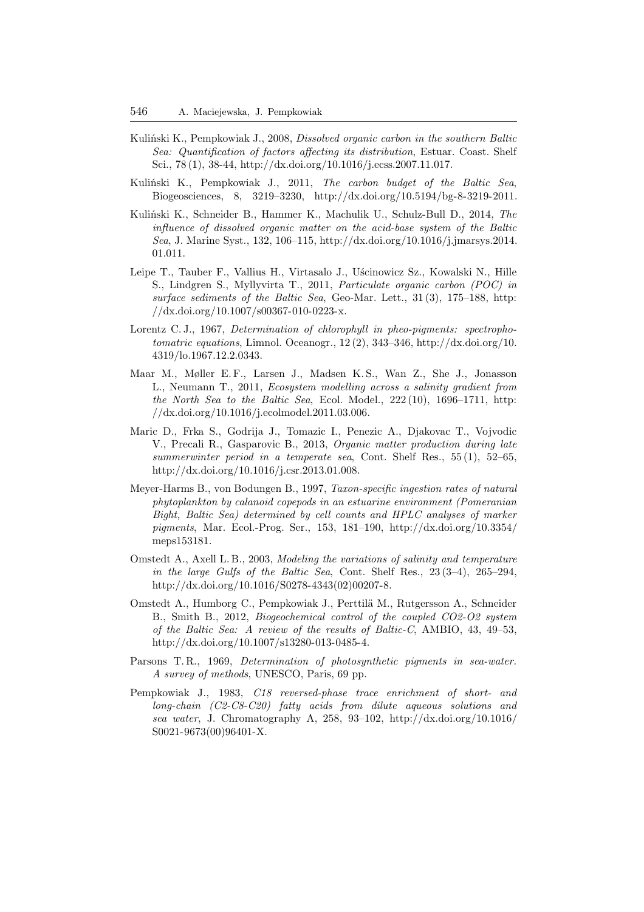Kuliński K., Pempkowiak J., 2008, *Dissolved organic carbon in the southern Baltic Sea: Quantification of factors affecting its distribution*, Estuar. Coast. Shelf Sci., 78 (1), 38-44, http://dx.doi.org/10.1016/j.ecss.2007.11.017.

Kuliński K., Pempkowiak J., 2011, *The carbon budget of the Baltic Sea*, Biogeosciences, 8, 3219–3230, http://dx.doi.org/10.5194/bg-8-3219-2011.

Kuliński K., Schneider B., Hammer K., Machulik U., Schulz-Bull D., 2014, *The influence of dissolved organic matter on the acid-base system of the Baltic Sea*, J. Marine Syst., 132, 106–115, http://dx.doi.org/10.1016/j.jmarsys.2014.01.011.

Leipe T., Tauber F., Vallius H., Virtasalo J., Uścinowicz Sz., Kowalski N., Hille S., Lindgren S., Myllyvirta T., 2011, *Particulate organic carbon (POC) in surface sediments of the Baltic Sea*, Geo-Mar. Lett., 31 (3), 175–188, http://dx.doi.org/10.1007/s00367-010-0223-x.

Lorentz C. J., 1967, *Determination of chlorophyll in pheo-pigments: spectrophotomatric equations*, Limnol. Oceanogr., 12 (2), 343–346, http://dx.doi.org/10.4319/lo.1967.12.2.0343.

Maar M., Møller E. F., Larsen J., Madsen K. S., Wan Z., She J., Jonasson L., Neumann T., 2011, *Ecosystem modelling across a salinity gradient from the North Sea to the Baltic Sea*, Ecol. Model., 222 (10), 1696–1711, http://dx.doi.org/10.1016/j.ecolmodel.2011.03.006.

Maric D., Frka S., Godrija J., Tomazic I., Penezic A., Djakovac T., Vojvodic V., Precali R., Gasparovic B., 2013, *Organic matter production during late summerwinter period in a temperate sea*, Cont. Shelf Res., 55 (1), 52–65, http://dx.doi.org/10.1016/j.csr.2013.01.008.

Meyer-Harms B., von Bodungen B., 1997, *Taxon-specific ingestion rates of natural phytoplankton by calanoid copepods in an estuarine environment (Pomeranian Bight, Baltic Sea) determined by cell counts and HPLC analyses of marker pigments*, Mar. Ecol.-Prog. Ser., 153, 181–190, http://dx.doi.org/10.3354/meps153181.

Omstedt A., Axell L. B., 2003, *Modeling the variations of salinity and temperature in the large Gulfs of the Baltic Sea*, Cont. Shelf Res., 23 (3–4), 265–294, http://dx.doi.org/10.1016/S0278-4343(02)00207-8.

Omstedt A., Humborg C., Pempkowiak J., Perttilä M., Rutgersson A., Schneider B., Smith B., 2012, *Biogeochemical control of the coupled CO2-O2 system of the Baltic Sea: A review of the results of Baltic-C*, AMBIO, 43, 49–53, http://dx.doi.org/10.1007/s13280-013-0485-4.

Parsons T. R., 1969, *Determination of photosynthetic pigments in sea-water. A survey of methods*, UNESCO, Paris, 69 pp.

Pempkowiak J., 1983, *C18 reversed-phase trace enrichment of short- and long-chain (C2-C8-C20) fatty acids from dilute aqueous solutions and sea water*, J. Chromatography A, 258, 93–102, http://dx.doi.org/10.1016/S0021-9673(00)96401-X.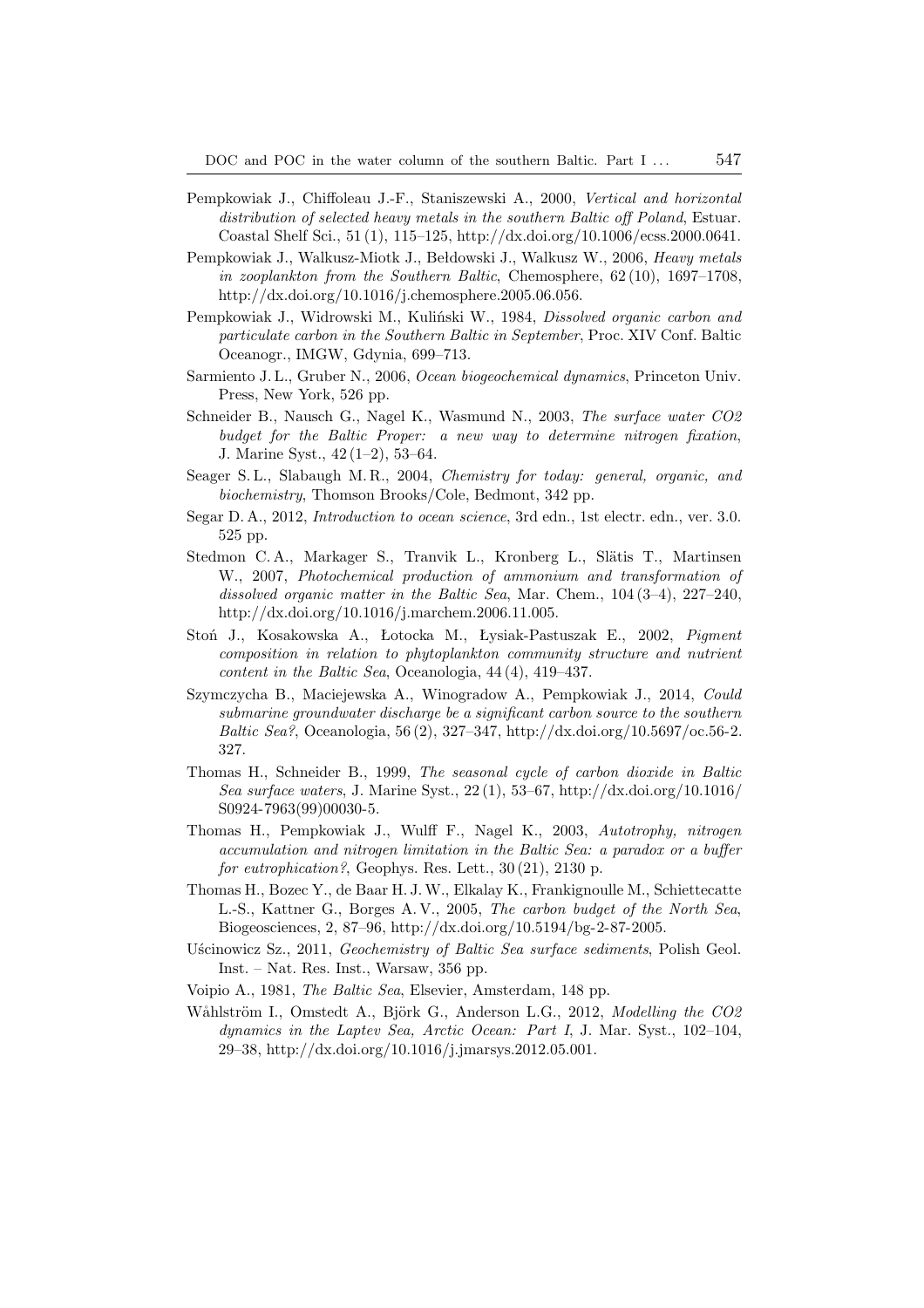Pempkowiak J., Chiffoleau J.-F., Staniszewski A., 2000, *Vertical and horizontal distribution of selected heavy metals in the southern Baltic off Poland*, Estuar. Coastal Shelf Sci., 51 (1), 115–125, http://dx.doi.org/10.1006/ecss.2000.0641.

Pempkowiak J., Walkusz-Miotk J., Bełdowski J., Walkusz W., 2006, *Heavy metals in zooplankton from the Southern Baltic*, Chemosphere, 62 (10), 1697–1708, http://dx.doi.org/10.1016/j.chemosphere.2005.06.056.

Pempkowiak J., Widrowski M., Kuliński W., 1984, *Dissolved organic carbon and particulate carbon in the Southern Baltic in September*, Proc. XIV Conf. Baltic Oceanogr., IMGW, Gdynia, 699–713.

Sarmiento J. L., Gruber N., 2006, *Ocean biogeochemical dynamics*, Princeton Univ. Press, New York, 526 pp.

Schneider B., Nausch G., Nagel K., Wasmund N., 2003, *The surface water CO2 budget for the Baltic Proper: a new way to determine nitrogen fixation*, J. Marine Syst., 42 (1–2), 53–64.

Seager S. L., Slabaugh M. R., 2004, *Chemistry for today: general, organic, and biochemistry*, Thomson Brooks/Cole, Bedmont, 342 pp.

Segar D. A., 2012, *Introduction to ocean science*, 3rd edn., 1st electr. edn., ver. 3.0. 525 pp.

Stedmon C. A., Markager S., Tranvik L., Kronberg L., Slätis T., Martinsen W., 2007, *Photochemical production of ammonium and transformation of dissolved organic matter in the Baltic Sea*, Mar. Chem., 104 (3–4), 227–240, http://dx.doi.org/10.1016/j.marchem.2006.11.005.

Stoń J., Kosakowska A., Łotocka M., Łysiak-Pastuszak E., 2002, *Pigment composition in relation to phytoplankton community structure and nutrient content in the Baltic Sea*, Oceanologia, 44 (4), 419–437.

Szymczycha B., Maciejewska A., Winogradow A., Pempkowiak J., 2014, *Could submarine groundwater discharge be a significant carbon source to the southern Baltic Sea?*, Oceanologia, 56 (2), 327–347, http://dx.doi.org/10.5697/oc.56-2.327.

Thomas H., Schneider B., 1999, *The seasonal cycle of carbon dioxide in Baltic Sea surface waters*, J. Marine Syst., 22 (1), 53–67, http://dx.doi.org/10.1016/S0924-7963(99)00030-5.

Thomas H., Pempkowiak J., Wulff F., Nagel K., 2003, *Autotrophy, nitrogen accumulation and nitrogen limitation in the Baltic Sea: a paradox or a buffer for eutrophication?*, Geophys. Res. Lett., 30 (21), 2130 p.

Thomas H., Bozec Y., de Baar H. J. W., Elkalay K., Frankignoulle M., Schiettecatte L.-S., Kattner G., Borges A. V., 2005, *The carbon budget of the North Sea*, Biogeosciences, 2, 87–96, http://dx.doi.org/10.5194/bg-2-87-2005.

Uścinowicz Sz., 2011, *Geochemistry of Baltic Sea surface sediments*, Polish Geol. Inst. – Nat. Res. Inst., Warsaw, 356 pp.

Voipio A., 1981, *The Baltic Sea*, Elsevier, Amsterdam, 148 pp.

Wåhlström I., Omstedt A., Björk G., Anderson L.G., 2012, *Modelling the CO2 dynamics in the Laptev Sea, Arctic Ocean: Part I*, J. Mar. Syst., 102–104, 29–38, http://dx.doi.org/10.1016/j.jmarsys.2012.05.001.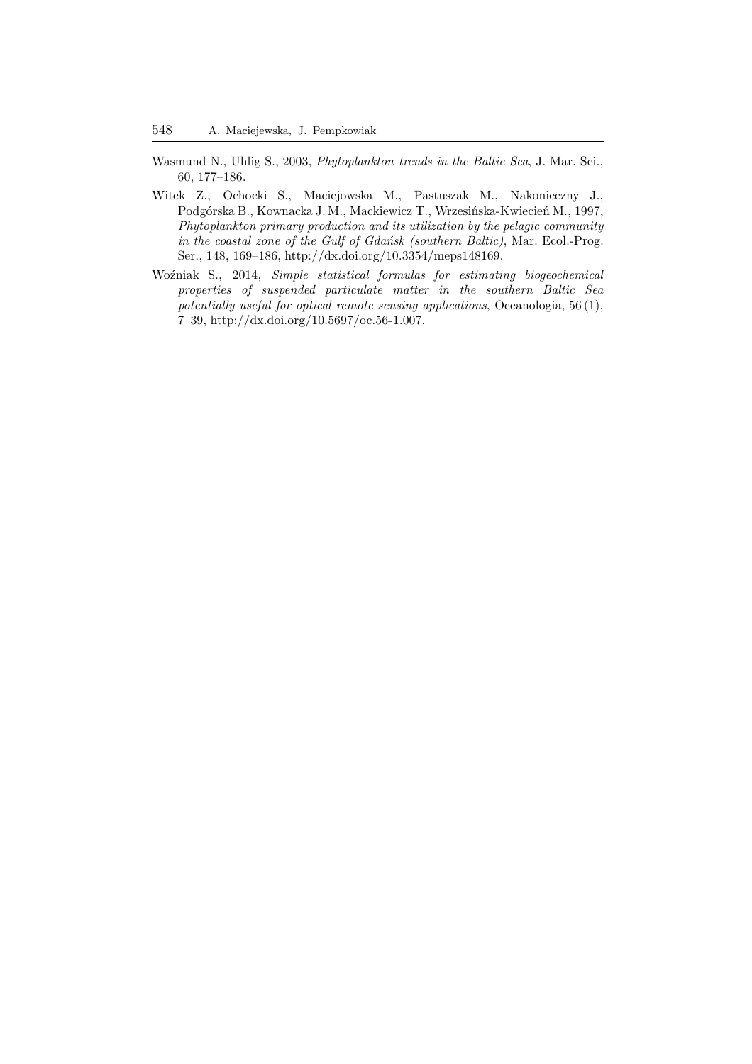Wasmund N., Uhlig S., 2003, *Phytoplankton trends in the Baltic Sea*, J. Mar. Sci., 60, 177–186.

Witek Z., Ochocki S., Maciejowska M., Pastuszak M., Nakonieczny J., Podgórska B., Kownacka J. M., Mackiewicz T., Wrzesińska-Kwiecień M., 1997, *Phytoplankton primary production and its utilization by the pelagic community in the coastal zone of the Gulf of Gdańsk (southern Baltic)*, Mar. Ecol.-Prog. Ser., 148, 169–186, http://dx.doi.org/10.3354/meps148169.

Woźniak S., 2014, *Simple statistical formulas for estimating biogeochemical properties of suspended particulate matter in the southern Baltic Sea potentially useful for optical remote sensing applications*, Oceanologia, 56 (1), 7–39, http://dx.doi.org/10.5697/oc.56-1.007.